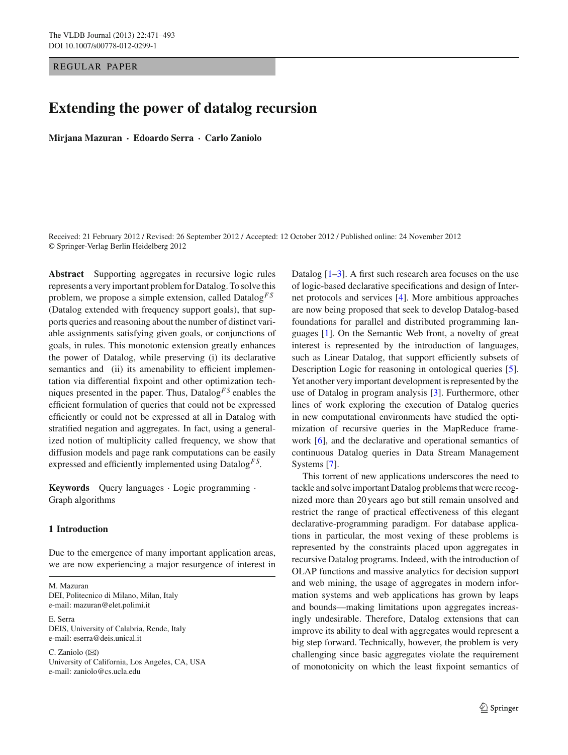REGULAR PAPER

# Extending the power of datalog recursion

**Mirjana Mazuran · Edoardo Serra · Carlo Zaniolo**

Received: 21 February 2012 / Revised: 26 September 2012 / Accepted: 12 October 2012 / Published online: 24 November 2012
© Springer-Verlag Berlin Heidelberg 2012

**Abstract** Supporting aggregates in recursive logic rules represents a very important problem for Datalog. To solve this problem, we propose a simple extension, called Datalog$^{FS}$ (Datalog extended with frequency support goals), that supports queries and reasoning about the number of distinct variable assignments satisfying given goals, or conjunctions of goals, in rules. This monotonic extension greatly enhances the power of Datalog, while preserving (i) its declarative semantics and (ii) its amenability to efficient implementation via differential fixpoint and other optimization techniques presented in the paper. Thus, Datalog$^{FS}$ enables the efficient formulation of queries that could not be expressed efficiently or could not be expressed at all in Datalog with stratified negation and aggregates. In fact, using a generalized notion of multiplicity called frequency, we show that diffusion models and page rank computations can be easily expressed and efficiently implemented using Datalog$^{FS}$.

**Keywords** Query languages · Logic programming · Graph algorithms

## 1 Introduction

Due to the emergence of many important application areas, we are now experiencing a major resurgence of interest in Datalog [1–3]. A first such research area focuses on the use of logic-based declarative specifications and design of Internet protocols and services [4]. More ambitious approaches are now being proposed that seek to develop Datalog-based foundations for parallel and distributed programming languages [1]. On the Semantic Web front, a novelty of great interest is represented by the introduction of languages, such as Linear Datalog, that support efficiently subsets of Description Logic for reasoning in ontological queries [5]. Yet another very important development is represented by the use of Datalog in program analysis [3]. Furthermore, other lines of work exploring the execution of Datalog queries in new computational environments have studied the optimization of recursive queries in the MapReduce framework [6], and the declarative and operational semantics of continuous Datalog queries in Data Stream Management Systems [7].

This torrent of new applications underscores the need to tackle and solve important Datalog problems that were recognized more than 20 years ago but still remain unsolved and restrict the range of practical effectiveness of this elegant declarative-programming paradigm. For database applications in particular, the most vexing of these problems is represented by the constraints placed upon aggregates in recursive Datalog programs. Indeed, with the introduction of OLAP functions and massive analytics for decision support and web mining, the usage of aggregates in modern information systems and web applications has grown by leaps and bounds—making limitations upon aggregates increasingly undesirable. Therefore, Datalog extensions that can improve its ability to deal with aggregates would represent a big step forward. Technically, however, the problem is very challenging since basic aggregates violate the requirement of monotonicity on which the least fixpoint semantics of

M. Mazuran
DEI, Politecnico di Milano, Milan, Italy
e-mail: mazuran@elet.polimi.it

E. Serra
DEIS, University of Calabria, Rende, Italy
e-mail: eserra@deis.unical.it

C. Zaniolo (✉)
University of California, Los Angeles, CA, USA
e-mail: zaniolo@cs.ucla.edu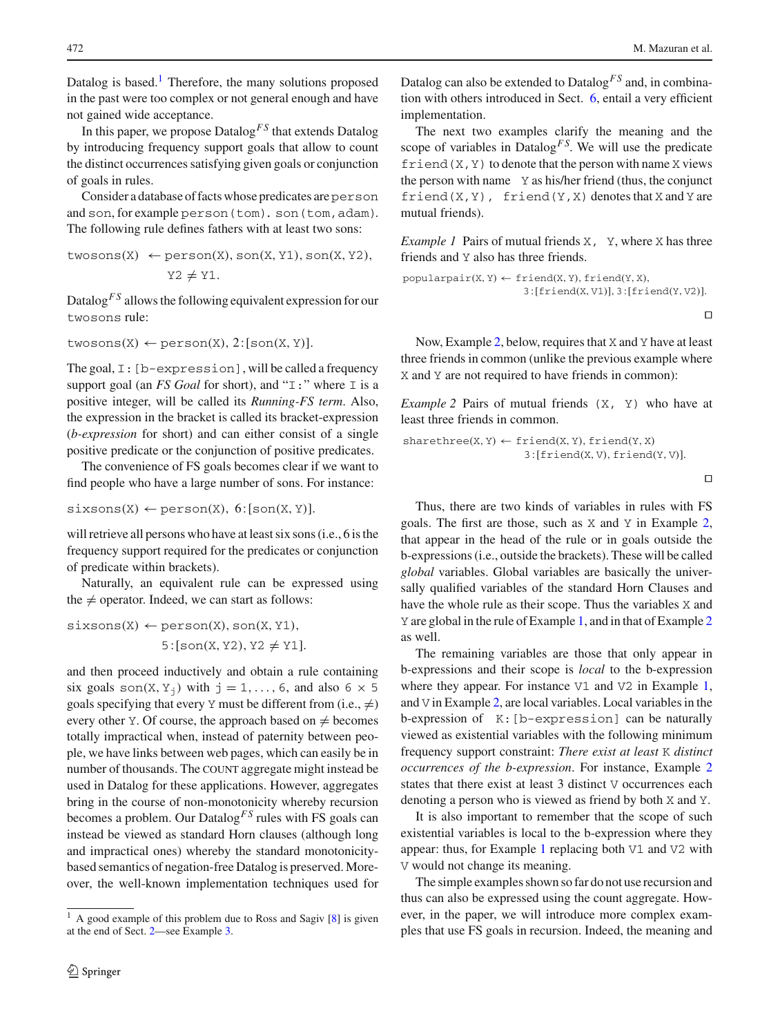Datalog is based.[1] Therefore, the many solutions proposed in the past were too complex or not general enough and have not gained wide acceptance.

In this paper, we propose Datalog$^{FS}$ that extends Datalog by introducing frequency support goals that allow to count the distinct occurrences satisfying given goals or conjunction of goals in rules.

Consider a database of facts whose predicates are `person` and `son`, for example `person(tom). son(tom,adam)`. The following rule defines fathers with at least two sons:

```
twosons(X) ← person(X), son(X, Y1), son(X, Y2),
             Y2 ≠ Y1.
```

Datalog$^{FS}$ allows the following equivalent expression for our `twosons` rule:

```
twosons(X) ← person(X), 2:[son(X, Y)].
```

The goal, `I:[b-expression]`, will be called a frequency support goal (an *FS Goal* for short), and "`I:`" where `I` is a positive integer, will be called its *Running-FS term*. Also, the expression in the bracket is called its bracket-expression (*b-expression* for short) and can either consist of a single positive predicate or the conjunction of positive predicates.

The convenience of FS goals becomes clear if we want to find people who have a large number of sons. For instance:

```
sixsons(X) ← person(X), 6:[son(X, Y)].
```

will retrieve all persons who have at least six sons (i.e., 6 is the frequency support required for the predicates or conjunction of predicate within brackets).

Naturally, an equivalent rule can be expressed using the ≠ operator. Indeed, we can start as follows:

```
sixsons(X) ← person(X), son(X, Y1),
             5:[son(X, Y2), Y2 ≠ Y1].
```

and then proceed inductively and obtain a rule containing six goals $\texttt{son(X,}\,\texttt{Y}_j\texttt{)}$ with $j = 1, \ldots, 6$, and also $6 \times 5$ goals specifying that every `Y` must be different from (i.e., ≠) every other `Y`. Of course, the approach based on ≠ becomes totally impractical when, instead of paternity between people, we have links between web pages, which can easily be in number of thousands. The COUNT aggregate might instead be used in Datalog for these applications. However, aggregates bring in the course of non-monotonicity whereby recursion becomes a problem. Our Datalog$^{FS}$ rules with FS goals can instead be viewed as standard Horn clauses (although long and impractical ones) whereby the standard monotonicity-based semantics of negation-free Datalog is preserved. Moreover, the well-known implementation techniques used for Datalog can also be extended to Datalog$^{FS}$ and, in combination with others introduced in Sect. 6, entail a very efficient implementation.

The next two examples clarify the meaning and the scope of variables in Datalog$^{FS}$. We will use the predicate `friend(X,Y)` to denote that the person with name `X` views the person with name `Y` as his/her friend (thus, the conjunct `friend(X,Y), friend(Y,X)` denotes that `X` and `Y` are mutual friends).

*Example 1* Pairs of mutual friends `X, Y`, where `X` has three friends and `Y` also has three friends.

```
popularpair(X, Y) ← friend(X, Y), friend(Y, X),
                    3:[friend(X, V1)], 3:[friend(Y, V2)].
```

□

Now, Example 2, below, requires that `X` and `Y` have at least three friends in common (unlike the previous example where `X` and `Y` are not required to have friends in common):

*Example 2* Pairs of mutual friends `(X, Y)` who have at least three friends in common.

```
sharethree(X, Y) ← friend(X, Y), friend(Y, X)
                   3:[friend(X, V), friend(Y, V)].
```

□

Thus, there are two kinds of variables in rules with FS goals. The first are those, such as `X` and `Y` in Example 2, that appear in the head of the rule or in goals outside the b-expressions (i.e., outside the brackets). These will be called *global* variables. Global variables are basically the universally qualified variables of the standard Horn Clauses and have the whole rule as their scope. Thus the variables `X` and `Y` are global in the rule of Example 1, and in that of Example 2 as well.

The remaining variables are those that only appear in b-expressions and their scope is *local* to the b-expression where they appear. For instance `V1` and `V2` in Example 1, and `V` in Example 2, are local variables. Local variables in the b-expression of `K:[b-expression]` can be naturally viewed as existential variables with the following minimum frequency support constraint: *There exist at least* `K` *distinct occurrences of the b-expression*. For instance, Example 2 states that there exist at least 3 distinct `V` occurrences each denoting a person who is viewed as friend by both `X` and `Y`.

It is also important to remember that the scope of such existential variables is local to the b-expression where they appear: thus, for Example 1 replacing both `V1` and `V2` with `V` would not change its meaning.

The simple examples shown so far do not use recursion and thus can also be expressed using the count aggregate. However, in the paper, we will introduce more complex examples that use FS goals in recursion. Indeed, the meaning and

---

[1] A good example of this problem due to Ross and Sagiv [8] is given at the end of Sect. 2—see Example 3.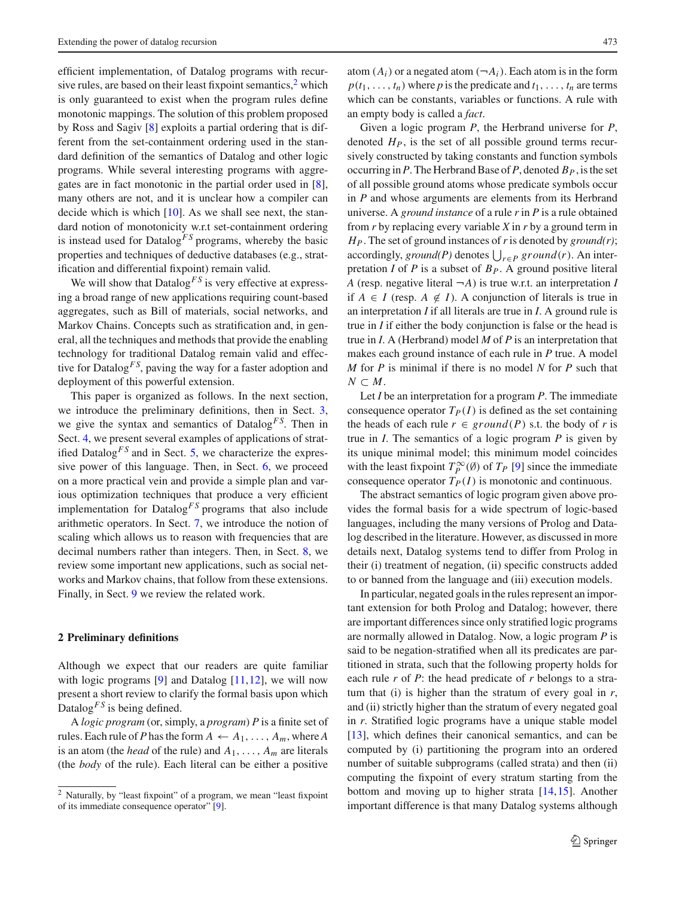efficient implementation, of Datalog programs with recursive rules, are based on their least fixpoint semantics,[2] which is only guaranteed to exist when the program rules define monotonic mappings. The solution of this problem proposed by Ross and Sagiv [8] exploits a partial ordering that is different from the set-containment ordering used in the standard definition of the semantics of Datalog and other logic programs. While several interesting programs with aggregates are in fact monotonic in the partial order used in [8], many others are not, and it is unclear how a compiler can decide which is which [10]. As we shall see next, the standard notion of monotonicity w.r.t set-containment ordering is instead used for Datalog$^{FS}$ programs, whereby the basic properties and techniques of deductive databases (e.g., stratification and differential fixpoint) remain valid.

We will show that Datalog$^{FS}$ is very effective at expressing a broad range of new applications requiring count-based aggregates, such as Bill of materials, social networks, and Markov Chains. Concepts such as stratification and, in general, all the techniques and methods that provide the enabling technology for traditional Datalog remain valid and effective for Datalog$^{FS}$, paving the way for a faster adoption and deployment of this powerful extension.

This paper is organized as follows. In the next section, we introduce the preliminary definitions, then in Sect. 3, we give the syntax and semantics of Datalog$^{FS}$. Then in Sect. 4, we present several examples of applications of stratified Datalog$^{FS}$ and in Sect. 5, we characterize the expressive power of this language. Then, in Sect. 6, we proceed on a more practical vein and provide a simple plan and various optimization techniques that produce a very efficient implementation for Datalog$^{FS}$ programs that also include arithmetic operators. In Sect. 7, we introduce the notion of scaling which allows us to reason with frequencies that are decimal numbers rather than integers. Then, in Sect. 8, we review some important new applications, such as social networks and Markov chains, that follow from these extensions. Finally, in Sect. 9 we review the related work.

## 2 Preliminary definitions

Although we expect that our readers are quite familiar with logic programs [9] and Datalog [11,12], we will now present a short review to clarify the formal basis upon which Datalog$^{FS}$ is being defined.

A *logic program* (or, simply, a *program*) $P$ is a finite set of rules. Each rule of $P$ has the form $A \leftarrow A_1, \ldots, A_m$, where $A$ is an atom (the *head* of the rule) and $A_1, \ldots, A_m$ are literals (the *body* of the rule). Each literal can be either a positive atom ($A_i$) or a negated atom ($\neg A_i$). Each atom is in the form $p(t_1, \ldots, t_n)$ where $p$ is the predicate and $t_1, \ldots, t_n$ are terms which can be constants, variables or functions. A rule with an empty body is called a *fact*.

Given a logic program $P$, the Herbrand universe for $P$, denoted $H_P$, is the set of all possible ground terms recursively constructed by taking constants and function symbols occurring in $P$. The Herbrand Base of $P$, denoted $B_P$, is the set of all possible ground atoms whose predicate symbols occur in $P$ and whose arguments are elements from its Herbrand universe. A *ground instance* of a rule $r$ in $P$ is a rule obtained from $r$ by replacing every variable $X$ in $r$ by a ground term in $H_P$. The set of ground instances of $r$ is denoted by *ground(r)*; accordingly, *ground(P)* denotes $\bigcup_{r \in P} ground(r)$. An interpretation $I$ of $P$ is a subset of $B_P$. A ground positive literal $A$ (resp. negative literal $\neg A$) is true w.r.t. an interpretation $I$ if $A \in I$ (resp. $A \notin I$). A conjunction of literals is true in an interpretation $I$ if all literals are true in $I$. A ground rule is true in $I$ if either the body conjunction is false or the head is true in $I$. A (Herbrand) model $M$ of $P$ is an interpretation that makes each ground instance of each rule in $P$ true. A model $M$ for $P$ is minimal if there is no model $N$ for $P$ such that $N \subset M$.

Let $I$ be an interpretation for a program $P$. The immediate consequence operator $T_P(I)$ is defined as the set containing the heads of each rule $r \in ground(P)$ s.t. the body of $r$ is true in $I$. The semantics of a logic program $P$ is given by its unique minimal model; this minimum model coincides with the least fixpoint $T_P^{\infty}(\emptyset)$ of $T_P$ [9] since the immediate consequence operator $T_P(I)$ is monotonic and continuous.

The abstract semantics of logic program given above provides the formal basis for a wide spectrum of logic-based languages, including the many versions of Prolog and Datalog described in the literature. However, as discussed in more details next, Datalog systems tend to differ from Prolog in their (i) treatment of negation, (ii) specific constructs added to or banned from the language and (iii) execution models.

In particular, negated goals in the rules represent an important extension for both Prolog and Datalog; however, there are important differences since only stratified logic programs are normally allowed in Datalog. Now, a logic program $P$ is said to be negation-stratified when all its predicates are partitioned in strata, such that the following property holds for each rule $r$ of $P$: the head predicate of $r$ belongs to a stratum that (i) is higher than the stratum of every goal in $r$, and (ii) strictly higher than the stratum of every negated goal in $r$. Stratified logic programs have a unique stable model [13], which defines their canonical semantics, and can be computed by (i) partitioning the program into an ordered number of suitable subprograms (called strata) and then (ii) computing the fixpoint of every stratum starting from the bottom and moving up to higher strata [14,15]. Another important difference is that many Datalog systems although

[2] Naturally, by "least fixpoint" of a program, we mean "least fixpoint of its immediate consequence operator" [9].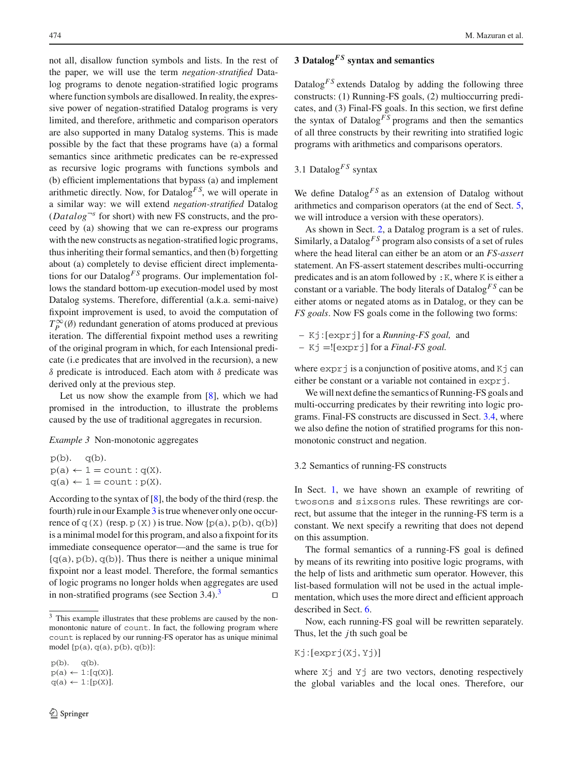not all, disallow function symbols and lists. In the rest of the paper, we will use the term *negation-stratified* Datalog programs to denote negation-stratified logic programs where function symbols are disallowed. In reality, the expressive power of negation-stratified Datalog programs is very limited, and therefore, arithmetic and comparison operators are also supported in many Datalog systems. This is made possible by the fact that these programs have (a) a formal semantics since arithmetic predicates can be re-expressed as recursive logic programs with functions symbols and (b) efficient implementations that bypass (a) and implement arithmetic directly. Now, for Datalog$^{FS}$, we will operate in a similar way: we will extend *negation-stratified* Datalog ($Datalog^{\neg s}$ for short) with new FS constructs, and the proceed by (a) showing that we can re-express our programs with the new constructs as negation-stratified logic programs, thus inheriting their formal semantics, and then (b) forgetting about (a) completely to devise efficient direct implementations for our Datalog$^{FS}$ programs. Our implementation follows the standard bottom-up execution-model used by most Datalog systems. Therefore, differential (a.k.a. semi-naive) fixpoint improvement is used, to avoid the computation of $T_P^{\infty}(\emptyset)$ redundant generation of atoms produced at previous iteration. The differential fixpoint method uses a rewriting of the original program in which, for each Intensional predicate (i.e predicates that are involved in the recursion), a new $\delta$ predicate is introduced. Each atom with $\delta$ predicate was derived only at the previous step.

Let us now show the example from [8], which we had promised in the introduction, to illustrate the problems caused by the use of traditional aggregates in recursion.

*Example 3* Non-monotonic aggregates

```
p(b).    q(b).
p(a) ← 1 = count : q(X).
q(a) ← 1 = count : p(X).
```

According to the syntax of [8], the body of the third (resp. the fourth) rule in our Example 3 is true whenever only one occurrence of `q(X)` (resp. `p(X)`) is true. Now {p(a), p(b), q(b)} is a minimal model for this program, and also a fixpoint for its immediate consequence operator—and the same is true for {q(a), p(b), q(b)}. Thus there is neither a unique minimal fixpoint nor a least model. Therefore, the formal semantics of logic programs no longer holds when aggregates are used in non-stratified programs (see Section 3.4).[3] □

[3] This example illustrates that these problems are caused by the non-monontonic nature of `count`. In fact, the following program where `count` is replaced by our running-FS operator has as unique minimal model {p(a), q(a), p(b), q(b)}:

```
p(b).    q(b).
p(a) ← 1:[q(X)].
q(a) ← 1:[p(X)].
```

## 3 Datalog$^{FS}$ syntax and semantics

Datalog$^{FS}$ extends Datalog by adding the following three constructs: (1) Running-FS goals, (2) multioccurring predicates, and (3) Final-FS goals. In this section, we first define the syntax of Datalog$^{FS}$ programs and then the semantics of all three constructs by their rewriting into stratified logic programs with arithmetics and comparisons operators.

### 3.1 Datalog$^{FS}$ syntax

We define Datalog$^{FS}$ as an extension of Datalog without arithmetics and comparison operators (at the end of Sect. 5, we will introduce a version with these operators).

As shown in Sect. 2, a Datalog program is a set of rules. Similarly, a Datalog$^{FS}$ program also consists of a set of rules where the head literal can either be an atom or an *FS-assert* statement. An FS-assert statement describes multi-occurring predicates and is an atom followed by `:K`, where `K` is either a constant or a variable. The body literals of Datalog$^{FS}$ can be either atoms or negated atoms as in Datalog, or they can be *FS goals*. Now FS goals come in the following two forms:

- `Kj:[exprj]` for a *Running-FS goal,* and
- `Kj =![exprj]` for a *Final-FS goal.*

where `exprj` is a conjunction of positive atoms, and `Kj` can either be constant or a variable not contained in `exprj`.

We will next define the semantics of Running-FS goals and multi-occurring predicates by their rewriting into logic programs. Final-FS constructs are discussed in Sect. 3.4, where we also define the notion of stratified programs for this non-monotonic construct and negation.

### 3.2 Semantics of running-FS constructs

In Sect. 1, we have shown an example of rewriting of `twosons` and `sixsons` rules. These rewritings are correct, but assume that the integer in the running-FS term is a constant. We next specify a rewriting that does not depend on this assumption.

The formal semantics of a running-FS goal is defined by means of its rewriting into positive logic programs, with the help of lists and arithmetic sum operator. However, this list-based formulation will not be used in the actual implementation, which uses the more direct and efficient approach described in Sect. 6.

Now, each running-FS goal will be rewritten separately. Thus, let the $j$th such goal be

`Kj:[exprj(Xj, Yj)]`

where `Xj` and `Yj` are two vectors, denoting respectively the global variables and the local ones. Therefore, our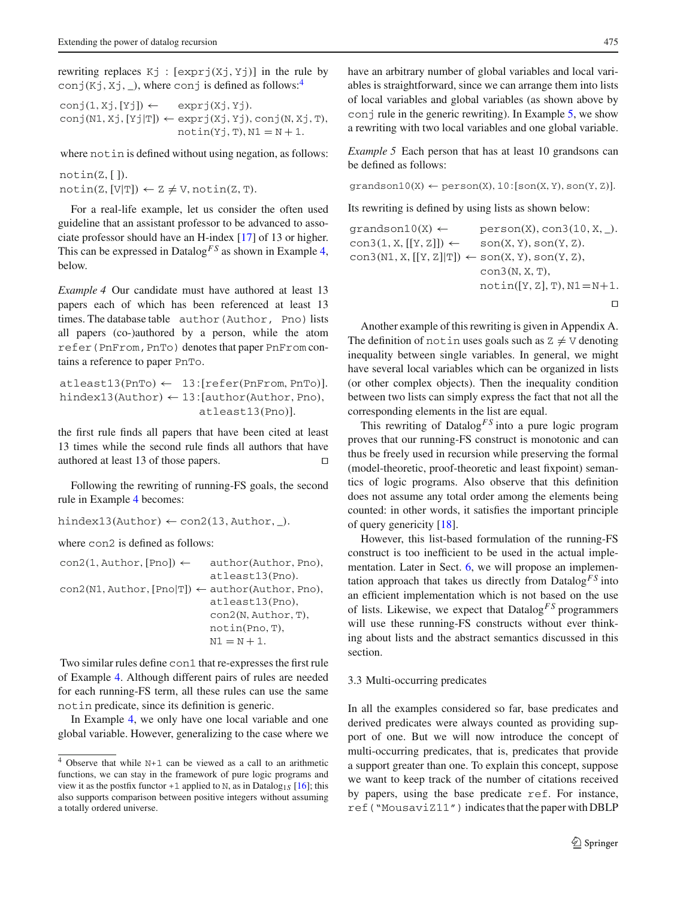rewriting replaces Kj : [exprj(Xj, Yj)] in the rule by conj(Kj, Xj, _), where conj is defined as follows:[4]

```
conj(1, Xj, [Yj]) ←      exprj(Xj, Yj).
conj(N1, Xj, [Yj|T]) ← exprj(Xj, Yj), conj(N, Xj, T),
                       notin(Yj, T), N1 = N + 1.
```

where notin is defined without using negation, as follows:

```
notin(Z, [ ]).
notin(Z, [V|T]) ← Z ≠ V, notin(Z, T).
```

For a real-life example, let us consider the often used guideline that an assistant professor to be advanced to associate professor should have an H-index [17] of 13 or higher. This can be expressed in Datalog$^{FS}$ as shown in Example 4, below.

*Example 4* Our candidate must have authored at least 13 papers each of which has been referenced at least 13 times. The database table author(Author, Pno) lists all papers (co-)authored by a person, while the atom refer(PnFrom, PnTo) denotes that paper PnFrom contains a reference to paper PnTo.

```
atleast13(PnTo) ←  13:[refer(PnFrom, PnTo)].
hindex13(Author) ← 13:[author(Author, Pno),
                       atleast13(Pno)].
```

the first rule finds all papers that have been cited at least 13 times while the second rule finds all authors that have authored at least 13 of those papers. □

Following the rewriting of running-FS goals, the second rule in Example 4 becomes:

```
hindex13(Author) ← con2(13, Author, _).
```

where con2 is defined as follows:

```
con2(1, Author, [Pno]) ←      author(Author, Pno),
                              atleast13(Pno).
con2(N1, Author, [Pno|T]) ← author(Author, Pno),
                              atleast13(Pno),
                              con2(N, Author, T),
                              notin(Pno, T),
                              N1 = N + 1.
```

Two similar rules define con1 that re-expresses the first rule of Example 4. Although different pairs of rules are needed for each running-FS term, all these rules can use the same notin predicate, since its definition is generic.

In Example 4, we only have one local variable and one global variable. However, generalizing to the case where we have an arbitrary number of global variables and local variables is straightforward, since we can arrange them into lists of local variables and global variables (as shown above by conj rule in the generic rewriting). In Example 5, we show a rewriting with two local variables and one global variable.

*Example 5* Each person that has at least 10 grandsons can be defined as follows:

```
grandson10(X) ← person(X), 10:[son(X, Y), son(Y, Z)].
```

Its rewriting is defined by using lists as shown below:

```
grandson10(X) ←         person(X), con3(10, X, _).
con3(1, X, [[Y, Z]]) ←    son(X, Y), son(Y, Z).
con3(N1, X, [[Y, Z]|T]) ← son(X, Y), son(Y, Z),
                          con3(N, X, T),
                          notin([Y, Z], T), N1=N+1.
```

□

Another example of this rewriting is given in Appendix A. The definition of notin uses goals such as $Z \neq V$ denoting inequality between single variables. In general, we might have several local variables which can be organized in lists (or other complex objects). Then the inequality condition between two lists can simply express the fact that not all the corresponding elements in the list are equal.

This rewriting of Datalog$^{FS}$ into a pure logic program proves that our running-FS construct is monotonic and can thus be freely used in recursion while preserving the formal (model-theoretic, proof-theoretic and least fixpoint) semantics of logic programs. Also observe that this definition does not assume any total order among the elements being counted: in other words, it satisfies the important principle of query genericity [18].

However, this list-based formulation of the running-FS construct is too inefficient to be used in the actual implementation. Later in Sect. 6, we will propose an implementation approach that takes us directly from Datalog$^{FS}$ into an efficient implementation which is not based on the use of lists. Likewise, we expect that Datalog$^{FS}$ programmers will use these running-FS constructs without ever thinking about lists and the abstract semantics discussed in this section.

### 3.3 Multi-occurring predicates

In all the examples considered so far, base predicates and derived predicates were always counted as providing support of one. But we will now introduce the concept of multi-occurring predicates, that is, predicates that provide a support greater than one. To explain this concept, suppose we want to keep track of the number of citations received by papers, using the base predicate ref. For instance, ref("MousaviZ11") indicates that the paper with DBLP

---

[4] Observe that while N+1 can be viewed as a call to an arithmetic functions, we can stay in the framework of pure logic programs and view it as the postfix functor +1 applied to N, as in $\text{Datalog}_{1S}$ [16]; this also supports comparison between positive integers without assuming a totally ordered universe.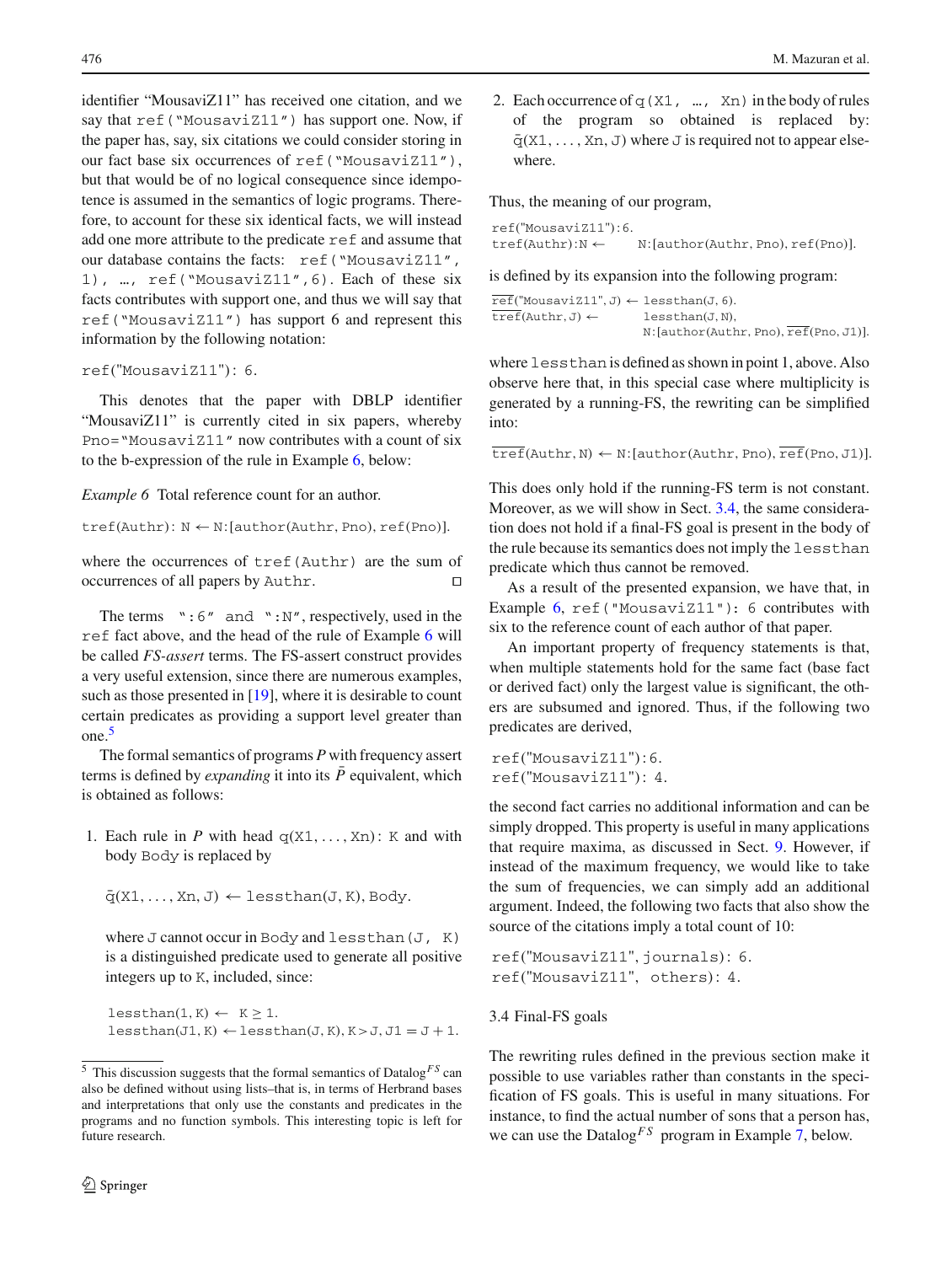identifier "MousaviZ11" has received one citation, and we say that `ref("MousaviZ11")` has support one. Now, if the paper has, say, six citations we could consider storing in our fact base six occurrences of `ref("MousaviZ11")`, but that would be of no logical consequence since idempotence is assumed in the semantics of logic programs. Therefore, to account for these six identical facts, we will instead add one more attribute to the predicate `ref` and assume that our database contains the facts: `ref("MousaviZ11", 1)`, …, `ref("MousaviZ11",6)`. Each of these six facts contributes with support one, and thus we will say that `ref("MousaviZ11")` has support 6 and represent this information by the following notation:

```
ref("MousaviZ11"): 6.
```

This denotes that the paper with DBLP identifier "MousaviZ11" is currently cited in six papers, whereby `Pno="MousaviZ11"` now contributes with a count of six to the b-expression of the rule in Example 6, below:

*Example 6* Total reference count for an author.

```
tref(Authr): N ← N:[author(Authr, Pno), ref(Pno)].
```

where the occurrences of `tref(Authr)` are the sum of occurrences of all papers by `Authr`. □

The terms `":6"` and `":N"`, respectively, used in the `ref` fact above, and the head of the rule of Example 6 will be called *FS-assert* terms. The FS-assert construct provides a very useful extension, since there are numerous examples, such as those presented in [19], where it is desirable to count certain predicates as providing a support level greater than one.[5]

The formal semantics of programs *P* with frequency assert terms is defined by *expanding* it into its $\bar{P}$ equivalent, which is obtained as follows:

1. Each rule in *P* with head `q(X1, ..., Xn): K` and with body `Body` is replaced by

   $\bar{q}$`(X1, ..., Xn, J) ← lessthan(J, K), Body.`

   where `J` cannot occur in `Body` and `lessthan(J, K)` is a distinguished predicate used to generate all positive integers up to `K`, included, since:

   ```
   lessthan(1, K) ←  K ≥ 1.
   lessthan(J1, K) ← lessthan(J, K), K > J, J1 = J + 1.
   ```

2. Each occurrence of `q(X1, …, Xn)` in the body of rules of the program so obtained is replaced by: $\bar{q}$`(X1, ..., Xn, J)` where `J` is required not to appear elsewhere.

Thus, the meaning of our program,

```
ref("MousaviZ11"):6.
tref(Authr):N ←      N:[author(Authr, Pno), ref(Pno)].
```

is defined by its expansion into the following program:

$\overline{\text{ref}}$`("MousaviZ11", J) ← lessthan(J, 6).`
$\overline{\text{tref}}$`(Authr, J) ←           lessthan(J, N),`
`                          N:[author(Authr, Pno),` $\overline{\text{ref}}$`(Pno, J1)].`

where `lessthan` is defined as shown in point 1, above. Also observe here that, in this special case where multiplicity is generated by a running-FS, the rewriting can be simplified into:

$\overline{\text{tref}}$`(Authr, N) ← N:[author(Authr, Pno),` $\overline{\text{ref}}$`(Pno, J1)].`

This does only hold if the running-FS term is not constant. Moreover, as we will show in Sect. 3.4, the same consideration does not hold if a final-FS goal is present in the body of the rule because its semantics does not imply the `lessthan` predicate which thus cannot be removed.

As a result of the presented expansion, we have that, in Example 6, `ref("MousaviZ11"): 6` contributes with six to the reference count of each author of that paper.

An important property of frequency statements is that, when multiple statements hold for the same fact (base fact or derived fact) only the largest value is significant, the others are subsumed and ignored. Thus, if the following two predicates are derived,

```
ref("MousaviZ11"):6.
ref("MousaviZ11"): 4.
```

the second fact carries no additional information and can be simply dropped. This property is useful in many applications that require maxima, as discussed in Sect. 9. However, if instead of the maximum frequency, we would like to take the sum of frequencies, we can simply add an additional argument. Indeed, the following two facts that also show the source of the citations imply a total count of 10:

```
ref("MousaviZ11", journals): 6.
ref("MousaviZ11",  others): 4.
```

### 3.4 Final-FS goals

The rewriting rules defined in the previous section make it possible to use variables rather than constants in the specification of FS goals. This is useful in many situations. For instance, to find the actual number of sons that a person has, we can use the Datalog$^{FS}$ program in Example 7, below.

[5] This discussion suggests that the formal semantics of Datalog$^{FS}$ can also be defined without using lists–that is, in terms of Herbrand bases and interpretations that only use the constants and predicates in the programs and no function symbols. This interesting topic is left for future research.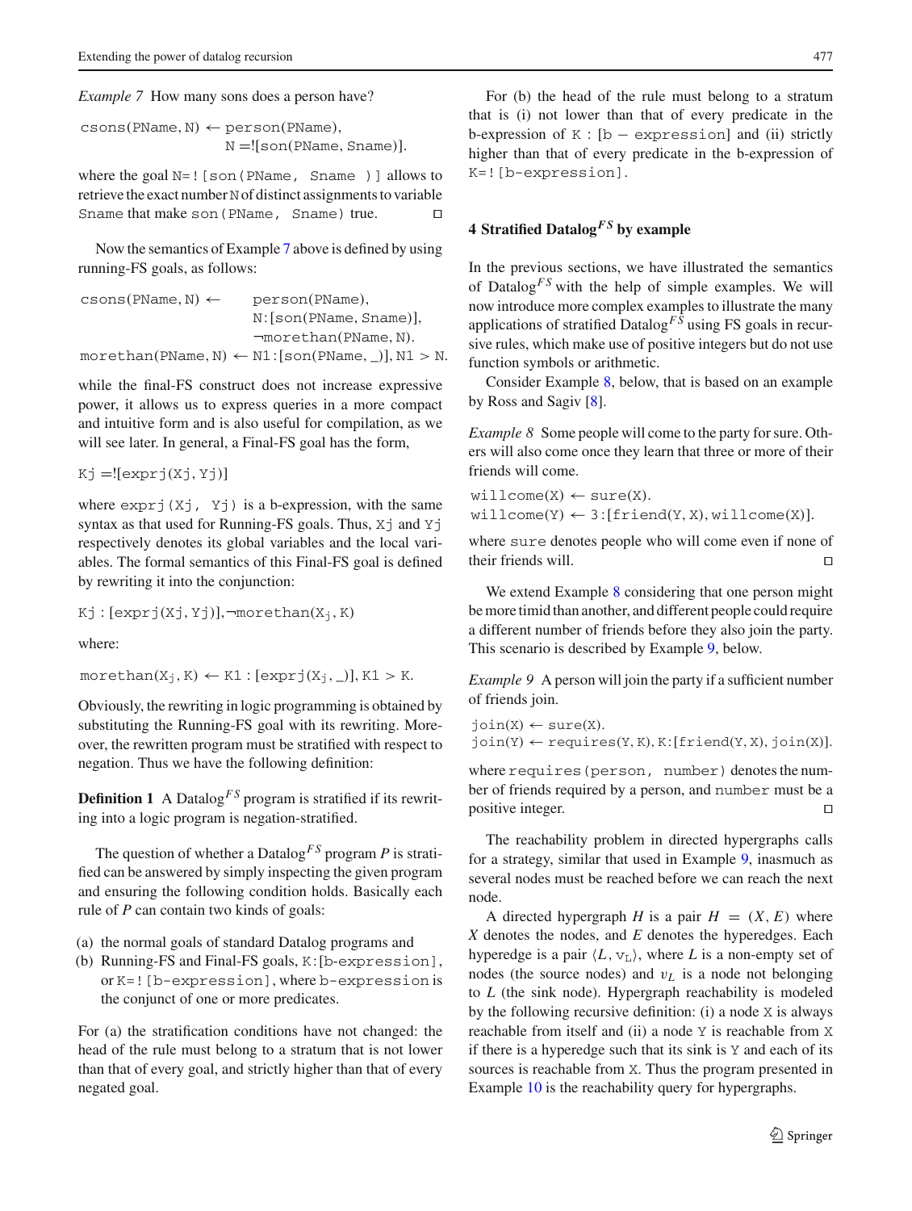*Example 7* How many sons does a person have?

```
csons(PName, N) ← person(PName),
                  N =![son(PName, Sname)].
```

where the goal `N=![son(PName, Sname )]` allows to retrieve the exact number `N` of distinct assignments to variable `Sname` that make `son(PName, Sname)` true. □

Now the semantics of Example 7 above is defined by using running-FS goals, as follows:

```
csons(PName, N) ←     person(PName),
                      N:[son(PName, Sname)],
                      ¬morethan(PName, N).
morethan(PName, N) ← N1:[son(PName, _)], N1 > N.
```

while the final-FS construct does not increase expressive power, it allows us to express queries in a more compact and intuitive form and is also useful for compilation, as we will see later. In general, a Final-FS goal has the form,

```
Kj =![exprj(Xj, Yj)]
```

where `exprj(Xj, Yj)` is a b-expression, with the same syntax as that used for Running-FS goals. Thus, `Xj` and `Yj` respectively denotes its global variables and the local variables. The formal semantics of this Final-FS goal is defined by rewriting it into the conjunction:

```
Kj : [exprj(Xj, Yj)],¬morethan(Xj, K)
```

where:

```
morethan(Xj, K) ← K1 : [exprj(Xj, _)], K1 > K.
```

Obviously, the rewriting in logic programming is obtained by substituting the Running-FS goal with its rewriting. Moreover, the rewritten program must be stratified with respect to negation. Thus we have the following definition:

**Definition 1** A Datalog$^{FS}$ program is stratified if its rewriting into a logic program is negation-stratified.

The question of whether a Datalog$^{FS}$ program $P$ is stratified can be answered by simply inspecting the given program and ensuring the following condition holds. Basically each rule of $P$ can contain two kinds of goals:

(a) the normal goals of standard Datalog programs and
(b) Running-FS and Final-FS goals, `K:[b-expression]`, or `K=![b-expression]`, where `b-expression` is the conjunct of one or more predicates.

For (a) the stratification conditions have not changed: the head of the rule must belong to a stratum that is not lower than that of every goal, and strictly higher than that of every negated goal.

For (b) the head of the rule must belong to a stratum that is (i) not lower than that of every predicate in the b-expression of `K : [b − expression]` and (ii) strictly higher than that of every predicate in the b-expression of `K=![b-expression]`.

## 4 Stratified Datalog$^{FS}$ by example

In the previous sections, we have illustrated the semantics of Datalog$^{FS}$ with the help of simple examples. We will now introduce more complex examples to illustrate the many applications of stratified Datalog$^{FS}$ using FS goals in recursive rules, which make use of positive integers but do not use function symbols or arithmetic.

Consider Example 8, below, that is based on an example by Ross and Sagiv [8].

*Example 8* Some people will come to the party for sure. Others will also come once they learn that three or more of their friends will come.

```
willcome(X) ← sure(X).
willcome(Y) ← 3:[friend(Y, X), willcome(X)].
```

where `sure` denotes people who will come even if none of their friends will. □

We extend Example 8 considering that one person might be more timid than another, and different people could require a different number of friends before they also join the party. This scenario is described by Example 9, below.

*Example 9* A person will join the party if a sufficient number of friends join.

```
join(X) ← sure(X).
join(Y) ← requires(Y, K), K:[friend(Y, X), join(X)].
```

where `requires(person, number)` denotes the number of friends required by a person, and `number` must be a positive integer. □

The reachability problem in directed hypergraphs calls for a strategy, similar that used in Example 9, inasmuch as several nodes must be reached before we can reach the next node.

A directed hypergraph $H$ is a pair $H = (X, E)$ where $X$ denotes the nodes, and $E$ denotes the hyperedges. Each hyperedge is a pair $\langle L, v_L\rangle$, where $L$ is a non-empty set of nodes (the source nodes) and $v_L$ is a node not belonging to $L$ (the sink node). Hypergraph reachability is modeled by the following recursive definition: (i) a node `X` is always reachable from itself and (ii) a node `Y` is reachable from `X` if there is a hyperedge such that its sink is `Y` and each of its sources is reachable from `X`. Thus the program presented in Example 10 is the reachability query for hypergraphs.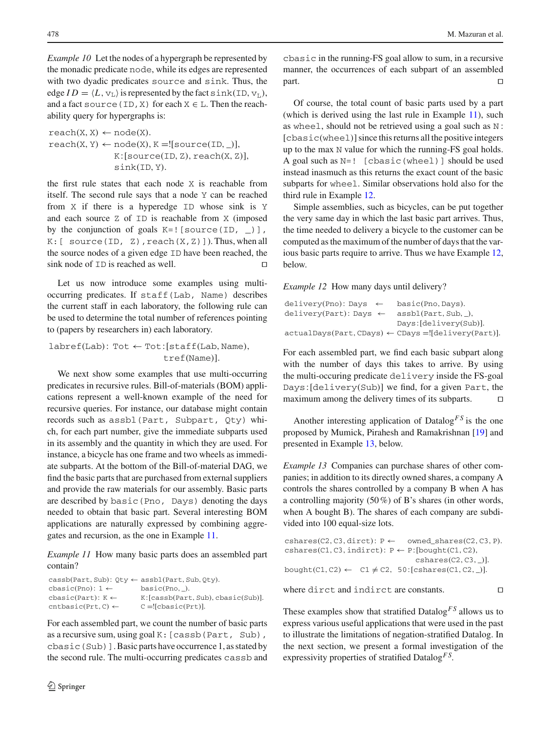*Example 10* Let the nodes of a hypergraph be represented by the monadic predicate node, while its edges are represented with two dyadic predicates source and sink. Thus, the edge $ID = \langle L, v_L \rangle$ is represented by the fact sink(ID, $v_L$), and a fact source(ID, X) for each $X \in L$. Then the reachability query for hypergraphs is:

```
reach(X, X) ← node(X).
reach(X, Y) ← node(X), K =![source(ID, _)],
              K:[source(ID, Z), reach(X, Z)],
              sink(ID, Y).
```

the first rule states that each node X is reachable from itself. The second rule says that a node Y can be reached from X if there is a hyperedge ID whose sink is Y and each source Z of ID is reachable from X (imposed by the conjunction of goals K=![source(ID, _)], K:[ source(ID, Z),reach(X,Z)]). Thus, when all the source nodes of a given edge ID have been reached, the sink node of ID is reached as well. □

Let us now introduce some examples using multi-occurring predicates. If staff(Lab, Name) describes the current staff in each laboratory, the following rule can be used to determine the total number of references pointing to (papers by researchers in) each laboratory.

```
labref(Lab): Tot ← Tot:[staff(Lab, Name),
                        tref(Name)].
```

We next show some examples that use multi-occurring predicates in recursive rules. Bill-of-materials (BOM) applications represent a well-known example of the need for recursive queries. For instance, our database might contain records such as assbl(Part, Subpart, Qty) which, for each part number, give the immediate subparts used in its assembly and the quantity in which they are used. For instance, a bicycle has one frame and two wheels as immediate subparts. At the bottom of the Bill-of-material DAG, we find the basic parts that are purchased from external suppliers and provide the raw materials for our assembly. Basic parts are described by basic(Pno, Days) denoting the days needed to obtain that basic part. Several interesting BOM applications are naturally expressed by combining aggregates and recursion, as the one in Example 11.

*Example 11* How many basic parts does an assembled part contain?

```
cassb(Part, Sub): Qty ← assbl(Part, Sub, Qty).
cbasic(Pno): 1 ←        basic(Pno, _).
cbasic(Part): K ←       K:[cassb(Part, Sub), cbasic(Sub)].
cntbasic(Prt, C) ←      C =![cbasic(Prt)].
```

For each assembled part, we count the number of basic parts as a recursive sum, using goal K:[cassb(Part, Sub), cbasic(Sub)]. Basic parts have occurrence 1, as stated by the second rule. The multi-occurring predicates cassb and cbasic in the running-FS goal allow to sum, in a recursive manner, the occurrences of each subpart of an assembled part. □

Of course, the total count of basic parts used by a part (which is derived using the last rule in Example 11), such as wheel, should not be retrieved using a goal such as N: [cbasic(wheel)] since this returns all the positive integers up to the max N value for which the running-FS goal holds. A goal such as N=! [cbasic(wheel)] should be used instead inasmuch as this returns the exact count of the basic subparts for wheel. Similar observations hold also for the third rule in Example 12.

Simple assemblies, such as bicycles, can be put together the very same day in which the last basic part arrives. Thus, the time needed to delivery a bicycle to the customer can be computed as the maximum of the number of days that the various basic parts require to arrive. Thus we have Example 12, below.

*Example 12* How many days until delivery?

```
delivery(Pno): Days  ←    basic(Pno, Days).
delivery(Part): Days ←    assbl(Part, Sub, _),
                          Days:[delivery(Sub)].
actualDays(Part, CDays) ← CDays =![delivery(Part)].
```

For each assembled part, we find each basic subpart along with the number of days this takes to arrive. By using the multi-occuring predicate delivery inside the FS-goal Days:[delivery(Sub)] we find, for a given Part, the maximum among the delivery times of its subparts. □

Another interesting application of Datalog$^{FS}$ is the one proposed by Mumick, Pirahesh and Ramakrishnan [19] and presented in Example 13, below.

*Example 13* Companies can purchase shares of other companies; in addition to its directly owned shares, a company A controls the shares controlled by a company B when A has a controlling majority (50 %) of B's shares (in other words, when A bought B). The shares of each company are subdivided into 100 equal-size lots.

```
cshares(C2, C3, dirct): P ←   owned_shares(C2, C3, P).
cshares(C1, C3, indirct): P ← P:[bought(C1, C2),
                                 cshares(C2, C3, _)].
bought(C1, C2) ←   C1 ≠ C2,  50:[cshares(C1, C2, _)].
```

where dirct and indirct are constants. □

These examples show that stratified Datalog$^{FS}$ allows us to express various useful applications that were used in the past to illustrate the limitations of negation-stratified Datalog. In the next section, we present a formal investigation of the expressivity properties of stratified Datalog$^{FS}$.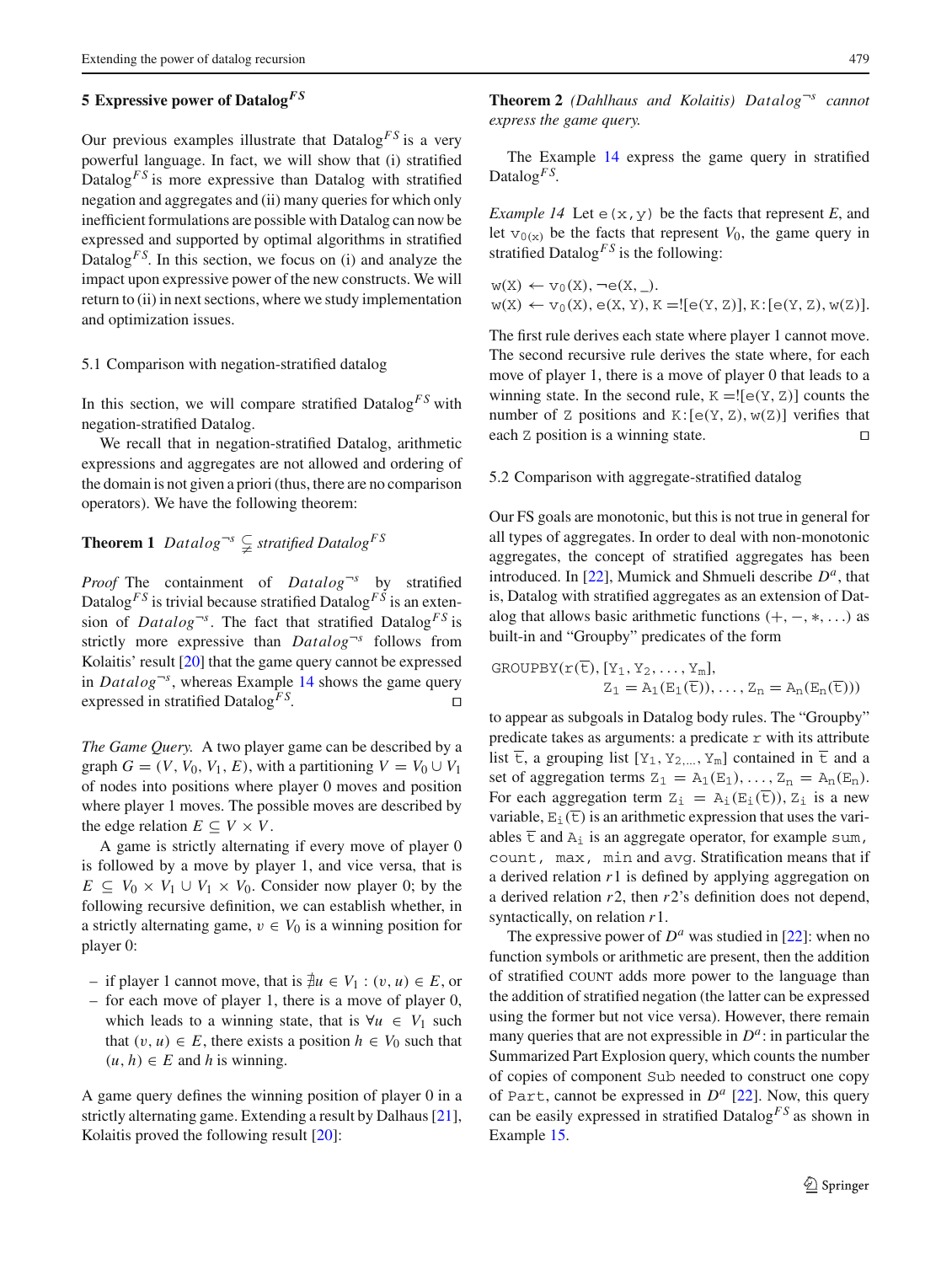## 5 Expressive power of Datalog$^{FS}$

Our previous examples illustrate that Datalog$^{FS}$ is a very powerful language. In fact, we will show that (i) stratified Datalog$^{FS}$ is more expressive than Datalog with stratified negation and aggregates and (ii) many queries for which only inefficient formulations are possible with Datalog can now be expressed and supported by optimal algorithms in stratified Datalog$^{FS}$. In this section, we focus on (i) and analyze the impact upon expressive power of the new constructs. We will return to (ii) in next sections, where we study implementation and optimization issues.

### 5.1 Comparison with negation-stratified datalog

In this section, we will compare stratified Datalog$^{FS}$ with negation-stratified Datalog.

We recall that in negation-stratified Datalog, arithmetic expressions and aggregates are not allowed and ordering of the domain is not given a priori (thus, there are no comparison operators). We have the following theorem:

**Theorem 1** *$Datalog^{\neg s} \subsetneq$ stratified Datalog$^{FS}$*

*Proof* The containment of $Datalog^{\neg s}$ by stratified Datalog$^{FS}$ is trivial because stratified Datalog$^{FS}$ is an extension of $Datalog^{\neg s}$. The fact that stratified Datalog$^{FS}$ is strictly more expressive than $Datalog^{\neg s}$ follows from Kolaitis' result [20] that the game query cannot be expressed in $Datalog^{\neg s}$, whereas Example 14 shows the game query expressed in stratified Datalog$^{FS}$. □

*The Game Query.* A two player game can be described by a graph $G = (V, V_0, V_1, E)$, with a partitioning $V = V_0 \cup V_1$ of nodes into positions where player 0 moves and position where player 1 moves. The possible moves are described by the edge relation $E \subseteq V \times V$.

A game is strictly alternating if every move of player 0 is followed by a move by player 1, and vice versa, that is $E \subseteq V_0 \times V_1 \cup V_1 \times V_0$. Consider now player 0; by the following recursive definition, we can establish whether, in a strictly alternating game, $v \in V_0$ is a winning position for player 0:

- if player 1 cannot move, that is $\nexists u \in V_1 : (v, u) \in E$, or
- for each move of player 1, there is a move of player 0, which leads to a winning state, that is $\forall u \in V_1$ such that $(v, u) \in E$, there exists a position $h \in V_0$ such that $(u, h) \in E$ and $h$ is winning.

A game query defines the winning position of player 0 in a strictly alternating game. Extending a result by Dalhaus [21], Kolaitis proved the following result [20]:

**Theorem 2** *(Dahlhaus and Kolaitis) $Datalog^{\neg s}$ cannot express the game query.*

The Example 14 express the game query in stratified Datalog$^{FS}$.

*Example 14* Let `e(x,y)` be the facts that represent $E$, and let $\mathtt{v}_{0(x)}$ be the facts that represent $V_0$, the game query in stratified Datalog$^{FS}$ is the following:

```
w(X) ← v0(X), ¬e(X, _).
w(X) ← v0(X), e(X, Y), K =![e(Y, Z)], K:[e(Y, Z), w(Z)].
```

The first rule derives each state where player 1 cannot move. The second recursive rule derives the state where, for each move of player 1, there is a move of player 0 that leads to a winning state. In the second rule, `K =![e(Y, Z)]` counts the number of `Z` positions and `K:[e(Y, Z), w(Z)]` verifies that each `Z` position is a winning state. □

### 5.2 Comparison with aggregate-stratified datalog

Our FS goals are monotonic, but this is not true in general for all types of aggregates. In order to deal with non-monotonic aggregates, the concept of stratified aggregates has been introduced. In [22], Mumick and Shmueli describe $D^a$, that is, Datalog with stratified aggregates as an extension of Datalog that allows basic arithmetic functions $(+, -, *, \ldots)$ as built-in and "Groupby" predicates of the form

$$\mathtt{GROUPBY}(\mathtt{r}(\overline{\mathtt{t}}), [\mathtt{Y}_1, \mathtt{Y}_2, \ldots, \mathtt{Y}_m], \mathtt{Z}_1 = \mathtt{A}_1(\mathtt{E}_1(\overline{\mathtt{t}})), \ldots, \mathtt{Z}_n = \mathtt{A}_n(\mathtt{E}_n(\overline{\mathtt{t}})))$$

to appear as subgoals in Datalog body rules. The "Groupby" predicate takes as arguments: a predicate `r` with its attribute list $\overline{\mathtt{t}}$, a grouping list $[\mathtt{Y}_1, \mathtt{Y}_{2,\ldots}, \mathtt{Y}_m]$ contained in $\overline{\mathtt{t}}$ and a set of aggregation terms $\mathtt{Z}_1 = \mathtt{A}_1(\mathtt{E}_1), \ldots, \mathtt{Z}_n = \mathtt{A}_n(\mathtt{E}_n)$. For each aggregation term $\mathtt{Z}_i = \mathtt{A}_i(\mathtt{E}_i(\overline{\mathtt{t}}))$, $\mathtt{Z}_i$ is a new variable, $\mathtt{E}_i(\overline{\mathtt{t}})$ is an arithmetic expression that uses the variables $\overline{\mathtt{t}}$ and $\mathtt{A}_i$ is an aggregate operator, for example `sum`, `count`, `max`, `min` and `avg`. Stratification means that if a derived relation $r1$ is defined by applying aggregation on a derived relation $r2$, then $r2$'s definition does not depend, syntactically, on relation $r1$.

The expressive power of $D^a$ was studied in [22]: when no function symbols or arithmetic are present, then the addition of stratified COUNT adds more power to the language than the addition of stratified negation (the latter can be expressed using the former but not vice versa). However, there remain many queries that are not expressible in $D^a$: in particular the Summarized Part Explosion query, which counts the number of copies of component `Sub` needed to construct one copy of `Part`, cannot be expressed in $D^a$ [22]. Now, this query can be easily expressed in stratified Datalog$^{FS}$ as shown in Example 15.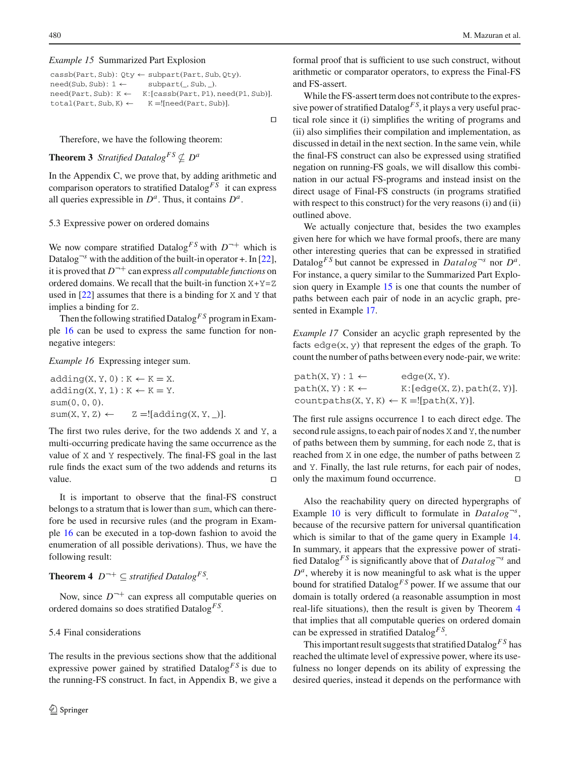*Example 15* Summarized Part Explosion

```
cassb(Part, Sub): Qty ← subpart(Part, Sub, Qty).
need(Sub, Sub): 1 ←     subpart(_, Sub, _).
need(Part, Sub): K ←  K:[cassb(Part, P1), need(P1, Sub)].
total(Part, Sub, K) ←    K =![need(Part, Sub)].
```

□

Therefore, we have the following theorem:

**Theorem 3** *Stratified Datalog$^{FS}$ $\nsubseteq D^a$*

In the Appendix C, we prove that, by adding arithmetic and comparison operators to stratified Datalog$^{FS}$ it can express all queries expressible in $D^a$. Thus, it contains $D^a$.

### 5.3 Expressive power on ordered domains

We now compare stratified Datalog$^{FS}$ with $D^{\neg+}$ which is Datalog$^{\neg s}$ with the addition of the built-in operator +. In [22], it is proved that $D^{\neg+}$ can express *all computable functions* on ordered domains. We recall that the built-in function X+Y=Z used in [22] assumes that there is a binding for X and Y that implies a binding for Z.

Then the following stratified Datalog$^{FS}$ program in Example 16 can be used to express the same function for non-negative integers:

*Example 16* Expressing integer sum.

```
adding(X, Y, 0) : K ← K = X.
adding(X, Y, 1) : K ← K = Y.
sum(0, 0, 0).
sum(X, Y, Z) ←     Z =![adding(X, Y, _)].
```

The first two rules derive, for the two addends X and Y, a multi-occurring predicate having the same occurrence as the value of X and Y respectively. The final-FS goal in the last rule finds the exact sum of the two addends and returns its value. □

It is important to observe that the final-FS construct belongs to a stratum that is lower than sum, which can therefore be used in recursive rules (and the program in Example 16 can be executed in a top-down fashion to avoid the enumeration of all possible derivations). Thus, we have the following result:

**Theorem 4** $D^{\neg+} \subseteq$ *stratified Datalog$^{FS}$.*

Now, since $D^{\neg+}$ can express all computable queries on ordered domains so does stratified Datalog$^{FS}$.

### 5.4 Final considerations

The results in the previous sections show that the additional expressive power gained by stratified Datalog$^{FS}$ is due to the running-FS construct. In fact, in Appendix B, we give a formal proof that is sufficient to use such construct, without arithmetic or comparator operators, to express the Final-FS and FS-assert.

While the FS-assert term does not contribute to the expressive power of stratified Datalog$^{FS}$, it plays a very useful practical role since it (i) simplifies the writing of programs and (ii) also simplifies their compilation and implementation, as discussed in detail in the next section. In the same vein, while the final-FS construct can also be expressed using stratified negation on running-FS goals, we will disallow this combination in our actual FS-programs and instead insist on the direct usage of Final-FS constructs (in programs stratified with respect to this construct) for the very reasons (i) and (ii) outlined above.

We actually conjecture that, besides the two examples given here for which we have formal proofs, there are many other interesting queries that can be expressed in stratified Datalog$^{FS}$ but cannot be expressed in *Datalog*$^{\neg s}$ nor $D^a$. For instance, a query similar to the Summarized Part Explosion query in Example 15 is one that counts the number of paths between each pair of node in an acyclic graph, presented in Example 17.

*Example 17* Consider an acyclic graph represented by the facts edge(x, y) that represent the edges of the graph. To count the number of paths between every node-pair, we write:

```
path(X, Y) : 1 ←         edge(X, Y).
path(X, Y) : K ←         K:[edge(X, Z), path(Z, Y)].
countpaths(X, Y, K) ← K =![path(X, Y)].
```

The first rule assigns occurrence 1 to each direct edge. The second rule assigns, to each pair of nodes X and Y, the number of paths between them by summing, for each node Z, that is reached from X in one edge, the number of paths between Z and Y. Finally, the last rule returns, for each pair of nodes, only the maximum found occurrence. □

Also the reachability query on directed hypergraphs of Example 10 is very difficult to formulate in *Datalog*$^{\neg s}$, because of the recursive pattern for universal quantification which is similar to that of the game query in Example 14. In summary, it appears that the expressive power of stratified Datalog$^{FS}$ is significantly above that of *Datalog*$^{\neg s}$ and $D^a$, whereby it is now meaningful to ask what is the upper bound for stratified Datalog$^{FS}$ power. If we assume that our domain is totally ordered (a reasonable assumption in most real-life situations), then the result is given by Theorem 4 that implies that all computable queries on ordered domain can be expressed in stratified Datalog$^{FS}$.

This important result suggests that stratified Datalog$^{FS}$ has reached the ultimate level of expressive power, where its usefulness no longer depends on its ability of expressing the desired queries, instead it depends on the performance with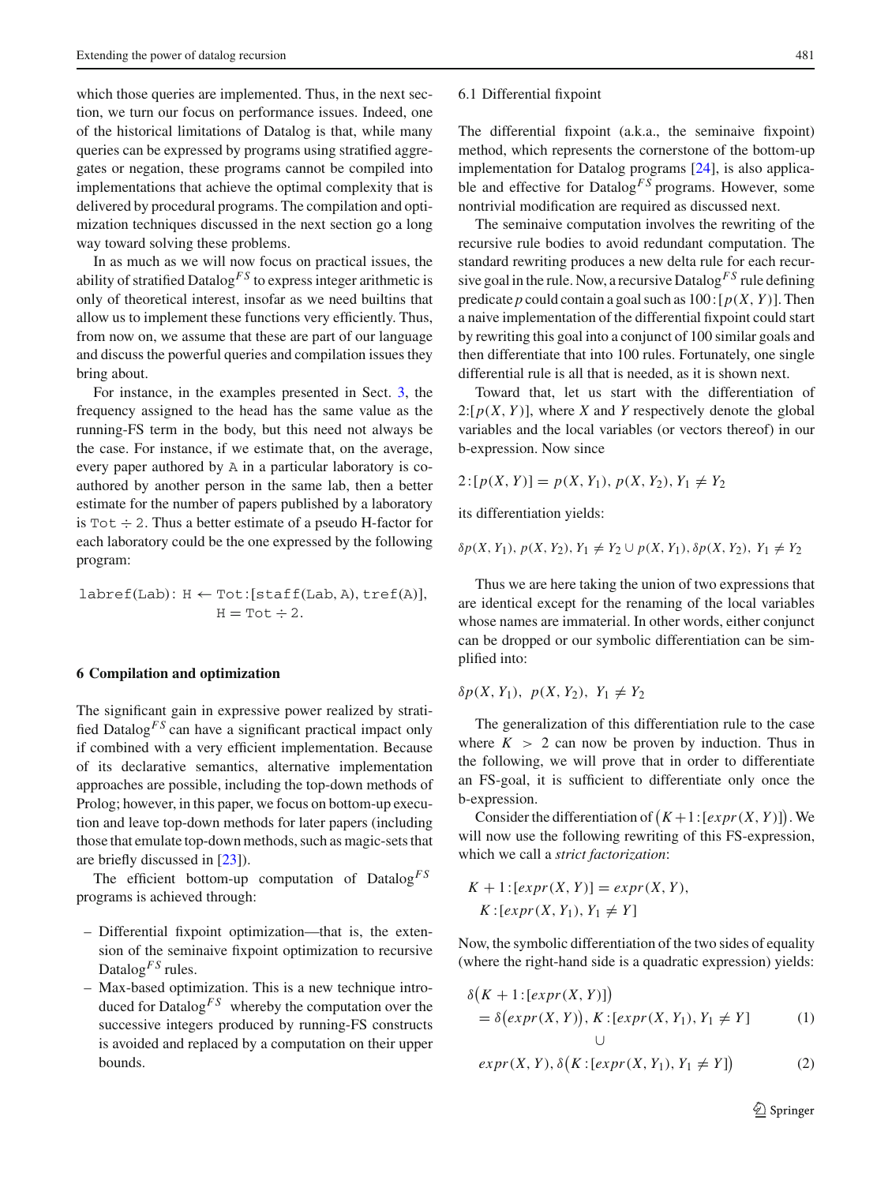which those queries are implemented. Thus, in the next section, we turn our focus on performance issues. Indeed, one of the historical limitations of Datalog is that, while many queries can be expressed by programs using stratified aggregates or negation, these programs cannot be compiled into implementations that achieve the optimal complexity that is delivered by procedural programs. The compilation and optimization techniques discussed in the next section go a long way toward solving these problems.

In as much as we will now focus on practical issues, the ability of stratified Datalog$^{FS}$ to express integer arithmetic is only of theoretical interest, insofar as we need builtins that allow us to implement these functions very efficiently. Thus, from now on, we assume that these are part of our language and discuss the powerful queries and compilation issues they bring about.

For instance, in the examples presented in Sect. 3, the frequency assigned to the head has the same value as the running-FS term in the body, but this need not always be the case. For instance, if we estimate that, on the average, every paper authored by `A` in a particular laboratory is co-authored by another person in the same lab, then a better estimate for the number of papers published by a laboratory is `Tot ÷ 2`. Thus a better estimate of a pseudo H-factor for each laboratory could be the one expressed by the following program:

```
labref(Lab): H ← Tot:[staff(Lab, A), tref(A)],
                 H = Tot ÷ 2.
```

## 6 Compilation and optimization

The significant gain in expressive power realized by stratified Datalog$^{FS}$ can have a significant practical impact only if combined with a very efficient implementation. Because of its declarative semantics, alternative implementation approaches are possible, including the top-down methods of Prolog; however, in this paper, we focus on bottom-up execution and leave top-down methods for later papers (including those that emulate top-down methods, such as magic-sets that are briefly discussed in [23]).

The efficient bottom-up computation of Datalog$^{FS}$ programs is achieved through:

- Differential fixpoint optimization—that is, the extension of the seminaive fixpoint optimization to recursive Datalog$^{FS}$ rules.
- Max-based optimization. This is a new technique introduced for Datalog$^{FS}$ whereby the computation over the successive integers produced by running-FS constructs is avoided and replaced by a computation on their upper bounds.

### 6.1 Differential fixpoint

The differential fixpoint (a.k.a., the seminaive fixpoint) method, which represents the cornerstone of the bottom-up implementation for Datalog programs [24], is also applicable and effective for Datalog$^{FS}$ programs. However, some nontrivial modification are required as discussed next.

The seminaive computation involves the rewriting of the recursive rule bodies to avoid redundant computation. The standard rewriting produces a new delta rule for each recursive goal in the rule. Now, a recursive Datalog$^{FS}$ rule defining predicate $p$ could contain a goal such as $100\!:\![p(X, Y)]$. Then a naive implementation of the differential fixpoint could start by rewriting this goal into a conjunct of 100 similar goals and then differentiate that into 100 rules. Fortunately, one single differential rule is all that is needed, as it is shown next.

Toward that, let us start with the differentiation of $2\!:\![p(X, Y)]$, where $X$ and $Y$ respectively denote the global variables and the local variables (or vectors thereof) in our b-expression. Now since

$$2\!:\![p(X, Y)] = p(X, Y_1),\ p(X, Y_2),\ Y_1 \neq Y_2$$

its differentiation yields:

$$\delta p(X, Y_1),\ p(X, Y_2),\ Y_1 \neq Y_2 \cup p(X, Y_1),\ \delta p(X, Y_2),\ Y_1 \neq Y_2$$

Thus we are here taking the union of two expressions that are identical except for the renaming of the local variables whose names are immaterial. In other words, either conjunct can be dropped or our symbolic differentiation can be simplified into:

$$\delta p(X, Y_1),\ \ p(X, Y_2),\ \ Y_1 \neq Y_2$$

The generalization of this differentiation rule to the case where $K > 2$ can now be proven by induction. Thus in the following, we will prove that in order to differentiate an FS-goal, it is sufficient to differentiate only once the b-expression.

Consider the differentiation of $\big(K+1\!:\![expr(X, Y)]\big)$. We will now use the following rewriting of this FS-expression, which we call a *strict factorization*:

$$\begin{aligned} K+1\!:\![expr(X, Y)] &= expr(X, Y),\\ &\quad K\!:\![expr(X, Y_1),\ Y_1 \neq Y] \end{aligned}$$

Now, the symbolic differentiation of the two sides of equality (where the right-hand side is a quadratic expression) yields:

$$\begin{aligned} &\delta\big(K+1\!:\![expr(X, Y)]\big)\\ &\quad = \delta\big(expr(X, Y)\big),\ K\!:\![expr(X, Y_1),\ Y_1 \neq Y] \qquad (1)\\ &\qquad\qquad \cup\\ &\quad expr(X, Y),\ \delta\big(K\!:\![expr(X, Y_1),\ Y_1 \neq Y]\big) \qquad (2) \end{aligned}$$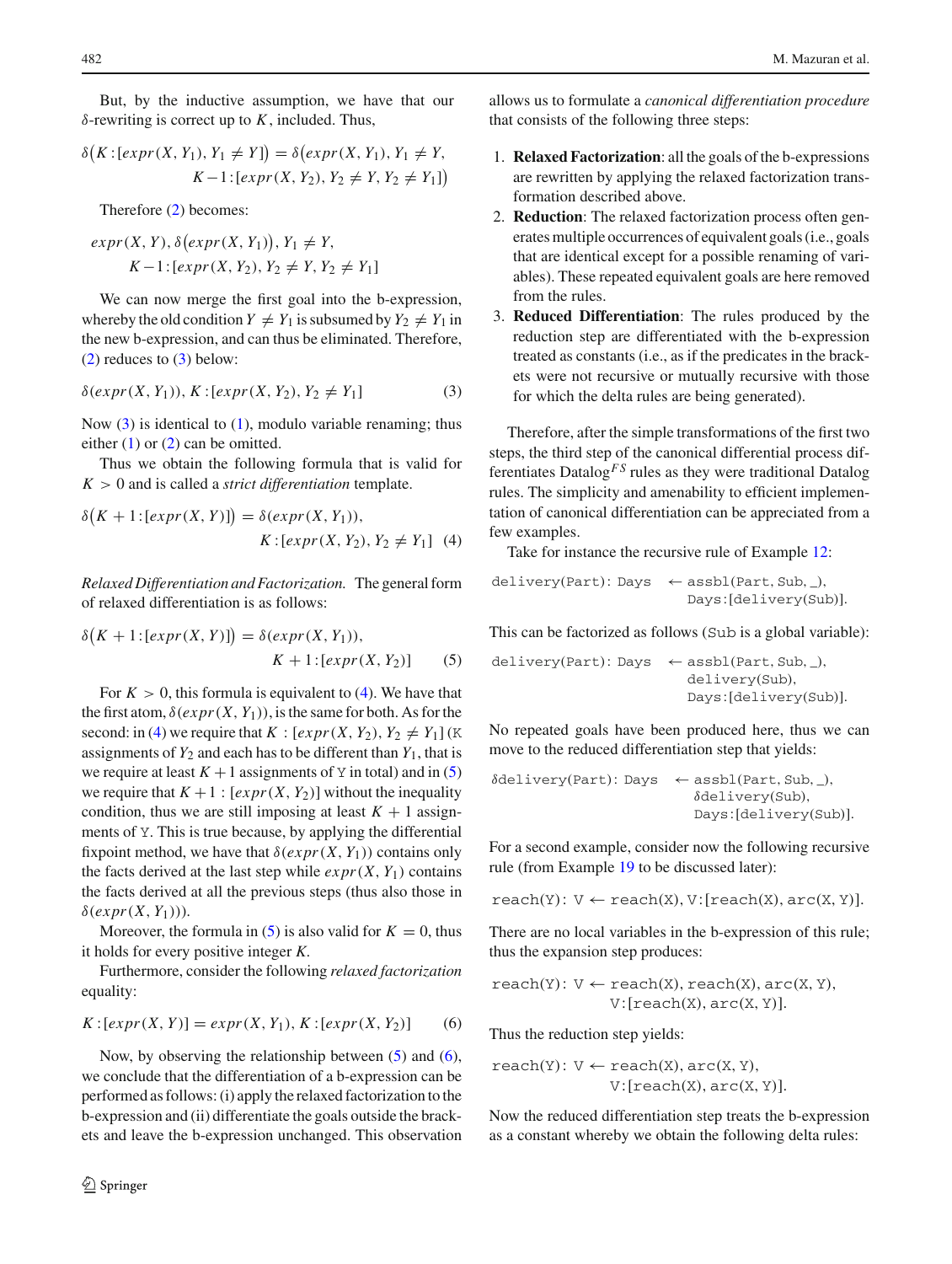But, by the inductive assumption, we have that our $\delta$-rewriting is correct up to $K$, included. Thus,

$$\delta\big(K:[expr(X, Y_1), Y_1 \neq Y]\big) = \delta\big(expr(X, Y_1), Y_1 \neq Y, K-1:[expr(X, Y_2), Y_2 \neq Y, Y_2 \neq Y_1]\big)$$

Therefore (2) becomes:

$$expr(X, Y), \delta\big(expr(X, Y_1)\big), Y_1 \neq Y, K-1:[expr(X, Y_2), Y_2 \neq Y, Y_2 \neq Y_1]$$

We can now merge the first goal into the b-expression, whereby the old condition $Y \neq Y_1$ is subsumed by $Y_2 \neq Y_1$ in the new b-expression, and can thus be eliminated. Therefore, (2) reduces to (3) below:

$$\delta(expr(X, Y_1)), K:[expr(X, Y_2), Y_2 \neq Y_1] \tag{3}$$

Now (3) is identical to (1), modulo variable renaming; thus either (1) or (2) can be omitted.

Thus we obtain the following formula that is valid for $K > 0$ and is called a *strict differentiation* template.

$$\delta\big(K+1:[expr(X, Y)]\big) = \delta(expr(X, Y_1)), K:[expr(X, Y_2), Y_2 \neq Y_1] \tag{4}$$

*Relaxed Differentiation and Factorization.* The general form of relaxed differentiation is as follows:

$$\delta\big(K+1:[expr(X, Y)]\big) = \delta(expr(X, Y_1)), K+1:[expr(X, Y_2)] \tag{5}$$

For $K > 0$, this formula is equivalent to (4). We have that the first atom, $\delta(expr(X, Y_1))$, is the same for both. As for the second: in (4) we require that $K : [expr(X, Y_2), Y_2 \neq Y_1]$ (K assignments of $Y_2$ and each has to be different than $Y_1$, that is we require at least $K+1$ assignments of Y in total) and in (5) we require that $K+1 : [expr(X, Y_2)]$ without the inequality condition, thus we are still imposing at least $K+1$ assignments of Y. This is true because, by applying the differential fixpoint method, we have that $\delta(expr(X, Y_1))$ contains only the facts derived at the last step while $expr(X, Y_1)$ contains the facts derived at all the previous steps (thus also those in $\delta(expr(X, Y_1))$).

Moreover, the formula in (5) is also valid for $K = 0$, thus it holds for every positive integer $K$.

Furthermore, consider the following *relaxed factorization* equality:

$$K:[expr(X, Y)] = expr(X, Y_1), K:[expr(X, Y_2)] \tag{6}$$

Now, by observing the relationship between (5) and (6), we conclude that the differentiation of a b-expression can be performed as follows: (i) apply the relaxed factorization to the b-expression and (ii) differentiate the goals outside the brackets and leave the b-expression unchanged. This observation allows us to formulate a *canonical differentiation procedure* that consists of the following three steps:

1. **Relaxed Factorization**: all the goals of the b-expressions are rewritten by applying the relaxed factorization transformation described above.
2. **Reduction**: The relaxed factorization process often generates multiple occurrences of equivalent goals (i.e., goals that are identical except for a possible renaming of variables). These repeated equivalent goals are here removed from the rules.
3. **Reduced Differentiation**: The rules produced by the reduction step are differentiated with the b-expression treated as constants (i.e., as if the predicates in the brackets were not recursive or mutually recursive with those for which the delta rules are being generated).

Therefore, after the simple transformations of the first two steps, the third step of the canonical differential process differentiates Datalog$^{FS}$ rules as they were traditional Datalog rules. The simplicity and amenability to efficient implementation of canonical differentiation can be appreciated from a few examples.

Take for instance the recursive rule of Example 12:

```
delivery(Part): Days  ← assbl(Part, Sub, _),
                        Days:[delivery(Sub)].
```

This can be factorized as follows (Sub is a global variable):

```
delivery(Part): Days  ← assbl(Part, Sub, _),
                        delivery(Sub),
                        Days:[delivery(Sub)].
```

No repeated goals have been produced here, thus we can move to the reduced differentiation step that yields:

```
δdelivery(Part): Days  ← assbl(Part, Sub, _),
                         δdelivery(Sub),
                         Days:[delivery(Sub)].
```

For a second example, consider now the following recursive rule (from Example 19 to be discussed later):

```
reach(Y): V ← reach(X), V:[reach(X), arc(X, Y)].
```

There are no local variables in the b-expression of this rule; thus the expansion step produces:

```
reach(Y): V ← reach(X), reach(X), arc(X, Y),
              V:[reach(X), arc(X, Y)].
```

Thus the reduction step yields:

```
reach(Y): V ← reach(X), arc(X, Y),
              V:[reach(X), arc(X, Y)].
```

Now the reduced differentiation step treats the b-expression as a constant whereby we obtain the following delta rules: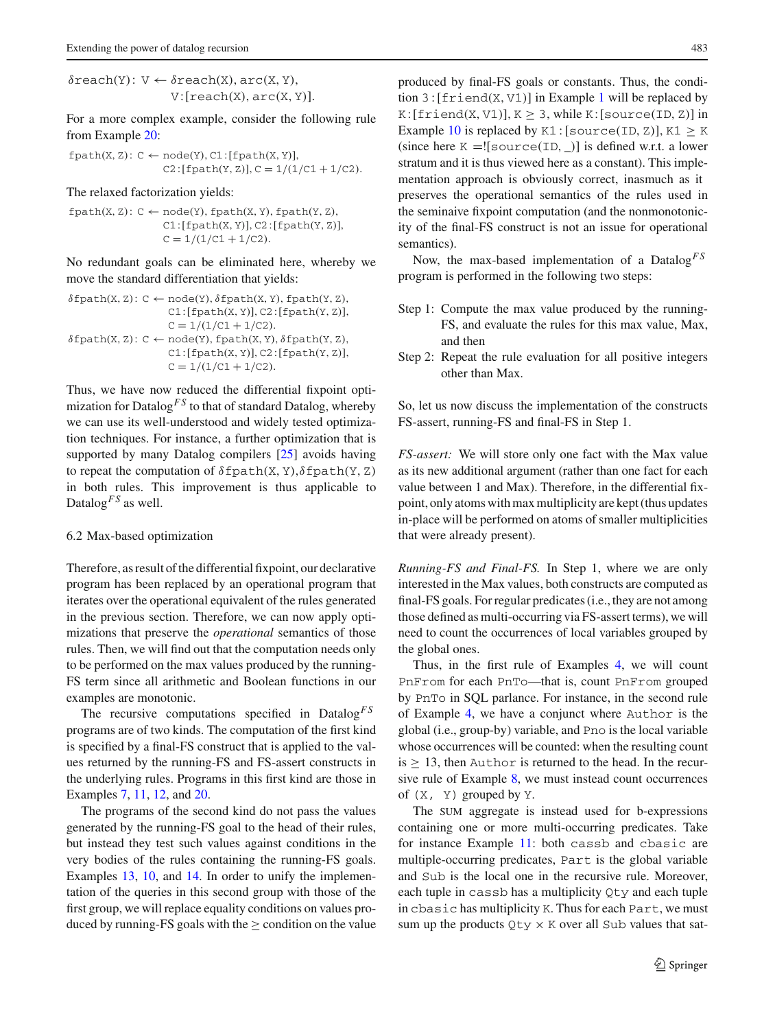```
δreach(Y): V ← δreach(X), arc(X, Y),
               V:[reach(X), arc(X, Y)].
```

For a more complex example, consider the following rule from Example 20:

```
fpath(X, Z): C ← node(Y), C1:[fpath(X, Y)],
                 C2:[fpath(Y, Z)], C = 1/(1/C1 + 1/C2).
```

The relaxed factorization yields:

```
fpath(X, Z): C ← node(Y), fpath(X, Y), fpath(Y, Z),
                 C1:[fpath(X, Y)], C2:[fpath(Y, Z)],
                 C = 1/(1/C1 + 1/C2).
```

No redundant goals can be eliminated here, whereby we move the standard differentiation that yields:

```
δfpath(X, Z): C ← node(Y), δfpath(X, Y), fpath(Y, Z),
                  C1:[fpath(X, Y)], C2:[fpath(Y, Z)],
                  C = 1/(1/C1 + 1/C2).
δfpath(X, Z): C ← node(Y), fpath(X, Y), δfpath(Y, Z),
                  C1:[fpath(X, Y)], C2:[fpath(Y, Z)],
                  C = 1/(1/C1 + 1/C2).
```

Thus, we have now reduced the differential fixpoint optimization for Datalog$^{FS}$ to that of standard Datalog, whereby we can use its well-understood and widely tested optimization techniques. For instance, a further optimization that is supported by many Datalog compilers [25] avoids having to repeat the computation of δfpath(X, Y), δfpath(Y, Z) in both rules. This improvement is thus applicable to Datalog$^{FS}$ as well.

### 6.2 Max-based optimization

Therefore, as result of the differential fixpoint, our declarative program has been replaced by an operational program that iterates over the operational equivalent of the rules generated in the previous section. Therefore, we can now apply optimizations that preserve the *operational* semantics of those rules. Then, we will find out that the computation needs only to be performed on the max values produced by the running-FS term since all arithmetic and Boolean functions in our examples are monotonic.

The recursive computations specified in Datalog$^{FS}$ programs are of two kinds. The computation of the first kind is specified by a final-FS construct that is applied to the values returned by the running-FS and FS-assert constructs in the underlying rules. Programs in this first kind are those in Examples 7, 11, 12, and 20.

The programs of the second kind do not pass the values generated by the running-FS goal to the head of their rules, but instead they test such values against conditions in the very bodies of the rules containing the running-FS goals. Examples 13, 10, and 14. In order to unify the implementation of the queries in this second group with those of the first group, we will replace equality conditions on values produced by running-FS goals with the ≥ condition on the value produced by final-FS goals or constants. Thus, the condition 3 : [friend(X, V1)] in Example 1 will be replaced by K:[friend(X, V1)], K ≥ 3, while K:[source(ID, Z)] in Example 10 is replaced by K1 : [source(ID, Z)], K1 ≥ K (since here K =![source(ID, _)] is defined w.r.t. a lower stratum and it is thus viewed here as a constant). This implementation approach is obviously correct, inasmuch as it preserves the operational semantics of the rules used in the seminaive fixpoint computation (and the nonmonotonicity of the final-FS construct is not an issue for operational semantics).

Now, the max-based implementation of a Datalog$^{FS}$ program is performed in the following two steps:

Step 1: Compute the max value produced by the running-FS, and evaluate the rules for this max value, Max, and then

Step 2: Repeat the rule evaluation for all positive integers other than Max.

So, let us now discuss the implementation of the constructs FS-assert, running-FS and final-FS in Step 1.

*FS-assert:* We will store only one fact with the Max value as its new additional argument (rather than one fact for each value between 1 and Max). Therefore, in the differential fixpoint, only atoms with max multiplicity are kept (thus updates in-place will be performed on atoms of smaller multiplicities that were already present).

*Running-FS and Final-FS.* In Step 1, where we are only interested in the Max values, both constructs are computed as final-FS goals. For regular predicates (i.e., they are not among those defined as multi-occurring via FS-assert terms), we will need to count the occurrences of local variables grouped by the global ones.

Thus, in the first rule of Examples 4, we will count PnFrom for each PnTo—that is, count PnFrom grouped by PnTo in SQL parlance. For instance, in the second rule of Example 4, we have a conjunct where Author is the global (i.e., group-by) variable, and Pno is the local variable whose occurrences will be counted: when the resulting count is ≥ 13, then Author is returned to the head. In the recursive rule of Example 8, we must instead count occurrences of (X, Y) grouped by Y.

The SUM aggregate is instead used for b-expressions containing one or more multi-occurring predicates. Take for instance Example 11: both cassb and cbasic are multiple-occurring predicates, Part is the global variable and Sub is the local one in the recursive rule. Moreover, each tuple in cassb has a multiplicity Qty and each tuple in cbasic has multiplicity K. Thus for each Part, we must sum up the products Qty × K over all Sub values that sat-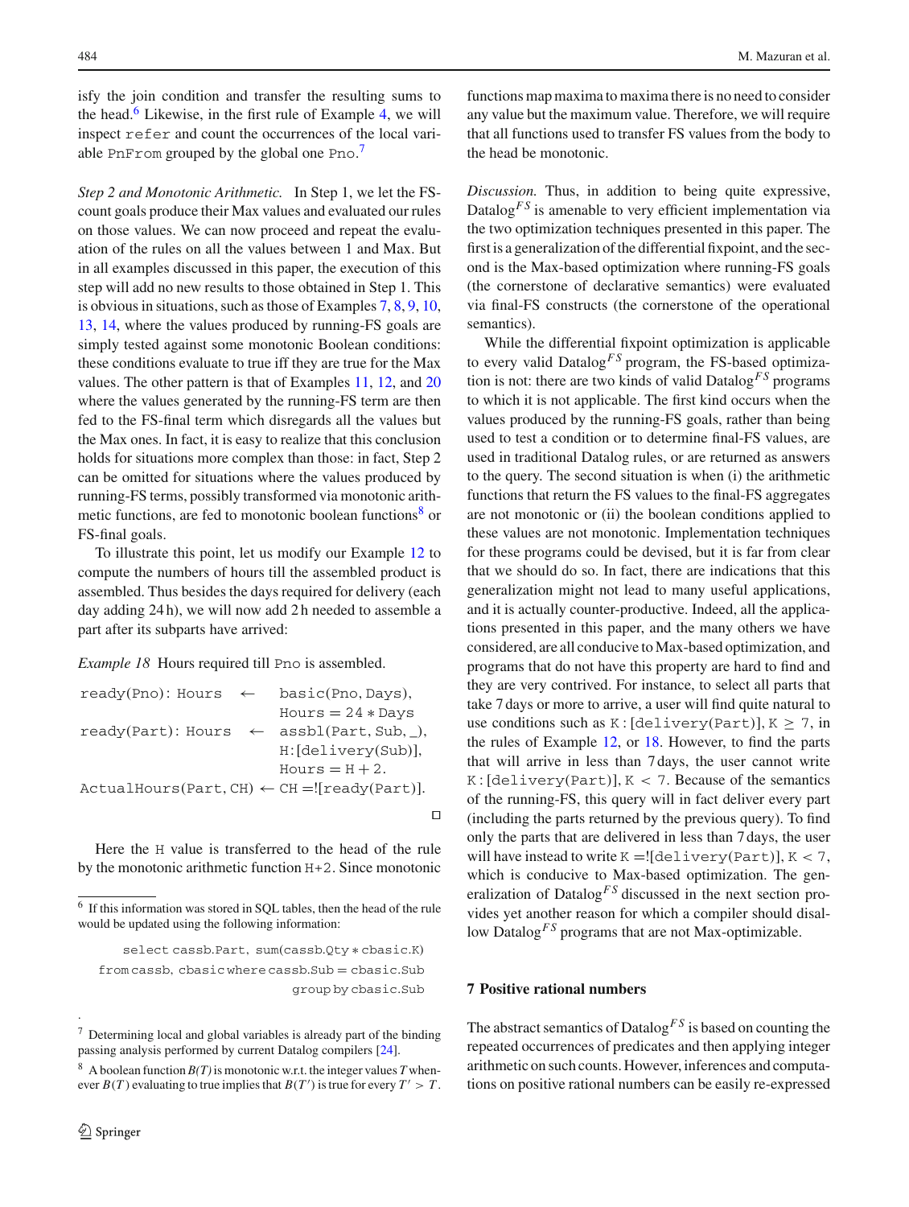isfy the join condition and transfer the resulting sums to the head.[6] Likewise, in the first rule of Example 4, we will inspect `refer` and count the occurrences of the local variable `PnFrom` grouped by the global one `Pno`.[7]

*Step 2 and Monotonic Arithmetic.* In Step 1, we let the FS-count goals produce their Max values and evaluated our rules on those values. We can now proceed and repeat the evaluation of the rules on all the values between 1 and Max. But in all examples discussed in this paper, the execution of this step will add no new results to those obtained in Step 1. This is obvious in situations, such as those of Examples 7, 8, 9, 10, 13, 14, where the values produced by running-FS goals are simply tested against some monotonic Boolean conditions: these conditions evaluate to true iff they are true for the Max values. The other pattern is that of Examples 11, 12, and 20 where the values generated by the running-FS term are then fed to the FS-final term which disregards all the values but the Max ones. In fact, it is easy to realize that this conclusion holds for situations more complex than those: in fact, Step 2 can be omitted for situations where the values produced by running-FS terms, possibly transformed via monotonic arithmetic functions, are fed to monotonic boolean functions[8] or FS-final goals.

To illustrate this point, let us modify our Example 12 to compute the numbers of hours till the assembled product is assembled. Thus besides the days required for delivery (each day adding 24 h), we will now add 2 h needed to assemble a part after its subparts have arrived:

*Example 18* Hours required till `Pno` is assembled.

```
ready(Pno): Hours   ←  basic(Pno, Days),
                       Hours = 24 ∗ Days
ready(Part): Hours  ←  assbl(Part, Sub, _),
                       H:[delivery(Sub)],
                       Hours = H + 2.
ActualHours(Part, CH) ← CH =![ready(Part)].
```

□

Here the `H` value is transferred to the head of the rule by the monotonic arithmetic function `H+2`. Since monotonic functions map maxima to maxima there is no need to consider any value but the maximum value. Therefore, we will require that all functions used to transfer FS values from the body to the head be monotonic.

*Discussion.* Thus, in addition to being quite expressive, Datalog$^{FS}$ is amenable to very efficient implementation via the two optimization techniques presented in this paper. The first is a generalization of the differential fixpoint, and the second is the Max-based optimization where running-FS goals (the cornerstone of declarative semantics) were evaluated via final-FS constructs (the cornerstone of the operational semantics).

While the differential fixpoint optimization is applicable to every valid Datalog$^{FS}$ program, the FS-based optimization is not: there are two kinds of valid Datalog$^{FS}$ programs to which it is not applicable. The first kind occurs when the values produced by the running-FS goals, rather than being used to test a condition or to determine final-FS values, are used in traditional Datalog rules, or are returned as answers to the query. The second situation is when (i) the arithmetic functions that return the FS values to the final-FS aggregates are not monotonic or (ii) the boolean conditions applied to these values are not monotonic. Implementation techniques for these programs could be devised, but it is far from clear that we should do so. In fact, there are indications that this generalization might not lead to many useful applications, and it is actually counter-productive. Indeed, all the applications presented in this paper, and the many others we have considered, are all conducive to Max-based optimization, and programs that do not have this property are hard to find and they are very contrived. For instance, to select all parts that take 7 days or more to arrive, a user will find quite natural to use conditions such as `K:[delivery(Part)], K ≥ 7`, in the rules of Example 12, or 18. However, to find the parts that will arrive in less than 7 days, the user cannot write `K:[delivery(Part)], K < 7`. Because of the semantics of the running-FS, this query will in fact deliver every part (including the parts returned by the previous query). To find only the parts that are delivered in less than 7 days, the user will have instead to write `K =![delivery(Part)], K < 7`, which is conducive to Max-based optimization. The generalization of Datalog$^{FS}$ discussed in the next section provides yet another reason for which a compiler should disallow Datalog$^{FS}$ programs that are not Max-optimizable.

## 7 Positive rational numbers

The abstract semantics of Datalog$^{FS}$ is based on counting the repeated occurrences of predicates and then applying integer arithmetic on such counts. However, inferences and computations on positive rational numbers can be easily re-expressed

---

[6] If this information was stored in SQL tables, then the head of the rule would be updated using the following information:

```
select cassb.Part, sum(cassb.Qty ∗ cbasic.K)
from cassb, cbasic where cassb.Sub = cbasic.Sub
group by cbasic.Sub
```

[7] Determining local and global variables is already part of the binding passing analysis performed by current Datalog compilers [24].

[8] A boolean function $B(T)$ is monotonic w.r.t. the integer values $T$ whenever $B(T)$ evaluating to true implies that $B(T')$ is true for every $T' > T$.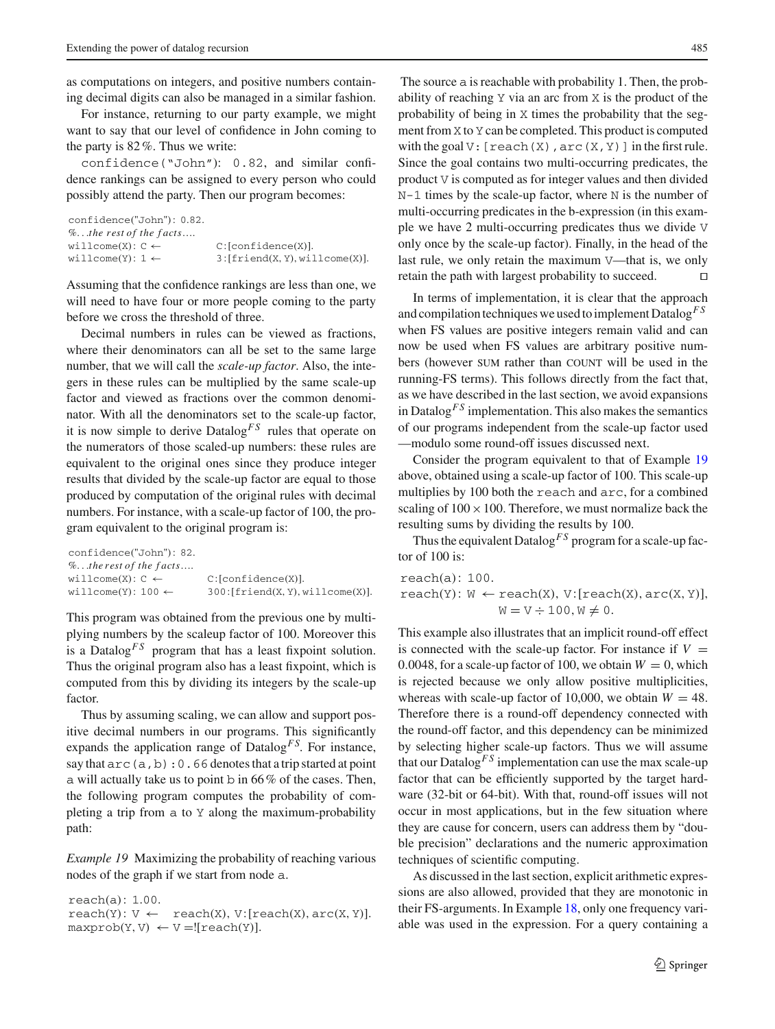as computations on integers, and positive numbers containing decimal digits can also be managed in a similar fashion.

For instance, returning to our party example, we might want to say that our level of confidence in John coming to the party is 82 %. Thus we write:

`confidence("John"): 0.82`, and similar confidence rankings can be assigned to every person who could possibly attend the party. Then our program becomes:

```
confidence("John"): 0.82.
%...the rest of the facts....
willcome(X): C ←          C:[confidence(X)].
willcome(Y): 1 ←          3:[friend(X, Y), willcome(X)].
```

Assuming that the confidence rankings are less than one, we will need to have four or more people coming to the party before we cross the threshold of three.

Decimal numbers in rules can be viewed as fractions, where their denominators can all be set to the same large number, that we will call the *scale-up factor*. Also, the integers in these rules can be multiplied by the same scale-up factor and viewed as fractions over the common denominator. With all the denominators set to the scale-up factor, it is now simple to derive Datalog$^{FS}$ rules that operate on the numerators of those scaled-up numbers: these rules are equivalent to the original ones since they produce integer results that divided by the scale-up factor are equal to those produced by computation of the original rules with decimal numbers. For instance, with a scale-up factor of 100, the program equivalent to the original program is:

```
confidence("John"): 82.
%...the rest of the facts....
willcome(X): C ←          C:[confidence(X)].
willcome(Y): 100 ←        300:[friend(X, Y), willcome(X)].
```

This program was obtained from the previous one by multiplying numbers by the scaleup factor of 100. Moreover this is a Datalog$^{FS}$ program that has a least fixpoint solution. Thus the original program also has a least fixpoint, which is computed from this by dividing its integers by the scale-up factor.

Thus by assuming scaling, we can allow and support positive decimal numbers in our programs. This significantly expands the application range of Datalog$^{FS}$. For instance, say that `arc(a,b):0.66` denotes that a trip started at point a will actually take us to point b in 66 % of the cases. Then, the following program computes the probability of completing a trip from a to Y along the maximum-probability path:

*Example 19* Maximizing the probability of reaching various nodes of the graph if we start from node a.

```
reach(a): 1.00.
reach(Y): V ←   reach(X), V:[reach(X), arc(X, Y)].
maxprob(Y, V) ← V =![reach(Y)].
```

The source a is reachable with probability 1. Then, the probability of reaching Y via an arc from X is the product of the probability of being in X times the probability that the segment from X to Y can be completed. This product is computed with the goal `V:[reach(X),arc(X,Y)]` in the first rule. Since the goal contains two multi-occurring predicates, the product V is computed as for integer values and then divided N-1 times by the scale-up factor, where N is the number of multi-occurring predicates in the b-expression (in this example we have 2 multi-occurring predicates thus we divide V only once by the scale-up factor). Finally, in the head of the last rule, we only retain the maximum V—that is, we only retain the path with largest probability to succeed. □

In terms of implementation, it is clear that the approach and compilation techniques we used to implement Datalog$^{FS}$ when FS values are positive integers remain valid and can now be used when FS values are arbitrary positive numbers (however SUM rather than COUNT will be used in the running-FS terms). This follows directly from the fact that, as we have described in the last section, we avoid expansions in Datalog$^{FS}$ implementation. This also makes the semantics of our programs independent from the scale-up factor used —modulo some round-off issues discussed next.

Consider the program equivalent to that of Example 19 above, obtained using a scale-up factor of 100. This scale-up multiplies by 100 both the reach and arc, for a combined scaling of $100 \times 100$. Therefore, we must normalize back the resulting sums by dividing the results by 100.

Thus the equivalent Datalog$^{FS}$ program for a scale-up factor of 100 is:

```
reach(a): 100.
reach(Y): W ← reach(X), V:[reach(X), arc(X, Y)],
              W = V ÷ 100, W ≠ 0.
```

This example also illustrates that an implicit round-off effect is connected with the scale-up factor. For instance if $V = 0.0048$, for a scale-up factor of 100, we obtain $W = 0$, which is rejected because we only allow positive multiplicities, whereas with scale-up factor of 10,000, we obtain $W = 48$. Therefore there is a round-off dependency connected with the round-off factor, and this dependency can be minimized by selecting higher scale-up factors. Thus we will assume that our Datalog$^{FS}$ implementation can use the max scale-up factor that can be efficiently supported by the target hardware (32-bit or 64-bit). With that, round-off issues will not occur in most applications, but in the few situation where they are cause for concern, users can address them by "double precision" declarations and the numeric approximation techniques of scientific computing.

As discussed in the last section, explicit arithmetic expressions are also allowed, provided that they are monotonic in their FS-arguments. In Example 18, only one frequency variable was used in the expression. For a query containing a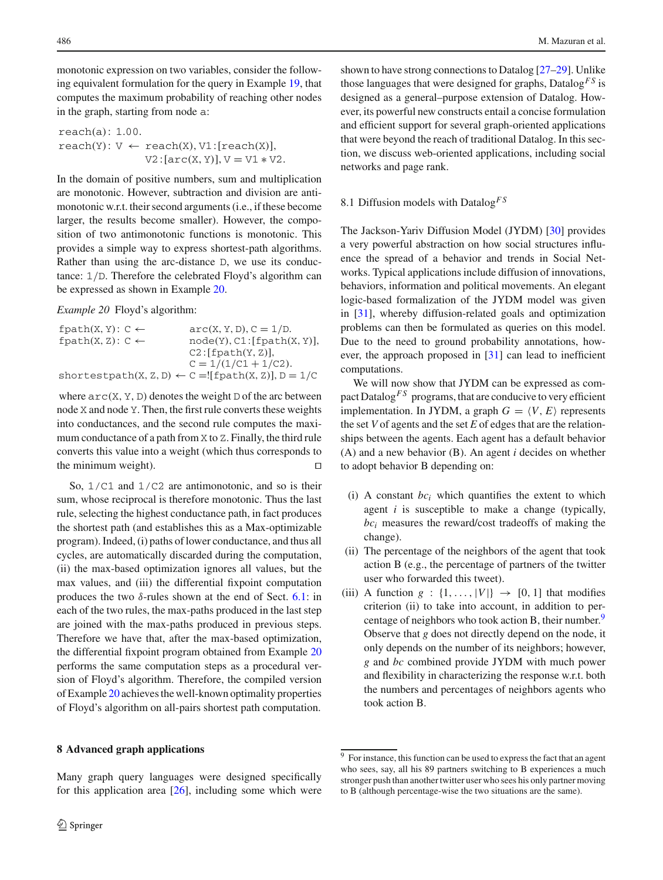monotonic expression on two variables, consider the following equivalent formulation for the query in Example 19, that computes the maximum probability of reaching other nodes in the graph, starting from node a:

```
reach(a): 1.00.
reach(Y): V ← reach(X), V1:[reach(X)],
              V2:[arc(X, Y)], V = V1 * V2.
```

In the domain of positive numbers, sum and multiplication are monotonic. However, subtraction and division are antimonotonic w.r.t. their second arguments (i.e., if these become larger, the results become smaller). However, the composition of two antimonotonic functions is monotonic. This provides a simple way to express shortest-path algorithms. Rather than using the arc-distance D, we use its conductance: 1/D. Therefore the celebrated Floyd's algorithm can be expressed as shown in Example 20.

*Example 20* Floyd's algorithm:

```
fpath(X, Y): C ←         arc(X, Y, D), C = 1/D.
fpath(X, Z): C ←         node(Y), C1:[fpath(X, Y)],
                         C2:[fpath(Y, Z)],
                         C = 1/(1/C1 + 1/C2).
shortestpath(X, Z, D) ← C =![fpath(X, Z)], D = 1/C
```

where arc(X, Y, D) denotes the weight D of the arc between node X and node Y. Then, the first rule converts these weights into conductances, and the second rule computes the maximum conductance of a path from X to Z. Finally, the third rule converts this value into a weight (which thus corresponds to the minimum weight). □

So, 1/C1 and 1/C2 are antimonotonic, and so is their sum, whose reciprocal is therefore monotonic. Thus the last rule, selecting the highest conductance path, in fact produces the shortest path (and establishes this as a Max-optimizable program). Indeed, (i) paths of lower conductance, and thus all cycles, are automatically discarded during the computation, (ii) the max-based optimization ignores all values, but the max values, and (iii) the differential fixpoint computation produces the two $\delta$-rules shown at the end of Sect. 6.1: in each of the two rules, the max-paths produced in the last step are joined with the max-paths produced in previous steps. Therefore we have that, after the max-based optimization, the differential fixpoint program obtained from Example 20 performs the same computation steps as a procedural version of Floyd's algorithm. Therefore, the compiled version of Example 20 achieves the well-known optimality properties of Floyd's algorithm on all-pairs shortest path computation.

## 8 Advanced graph applications

Many graph query languages were designed specifically for this application area [26], including some which were shown to have strong connections to Datalog [27–29]. Unlike those languages that were designed for graphs, Datalog$^{FS}$ is designed as a general–purpose extension of Datalog. However, its powerful new constructs entail a concise formulation and efficient support for several graph-oriented applications that were beyond the reach of traditional Datalog. In this section, we discuss web-oriented applications, including social networks and page rank.

### 8.1 Diffusion models with Datalog$^{FS}$

The Jackson-Yariv Diffusion Model (JYDM) [30] provides a very powerful abstraction on how social structures influence the spread of a behavior and trends in Social Networks. Typical applications include diffusion of innovations, behaviors, information and political movements. An elegant logic-based formalization of the JYDM model was given in [31], whereby diffusion-related goals and optimization problems can then be formulated as queries on this model. Due to the need to ground probability annotations, however, the approach proposed in [31] can lead to inefficient computations.

We will now show that JYDM can be expressed as compact Datalog$^{FS}$ programs, that are conducive to very efficient implementation. In JYDM, a graph $G = \langle V, E\rangle$ represents the set $V$ of agents and the set $E$ of edges that are the relationships between the agents. Each agent has a default behavior (A) and a new behavior (B). An agent $i$ decides on whether to adopt behavior B depending on:

(i) A constant $bc_i$ which quantifies the extent to which agent $i$ is susceptible to make a change (typically, $bc_i$ measures the reward/cost tradeoffs of making the change).
(ii) The percentage of the neighbors of the agent that took action B (e.g., the percentage of partners of the twitter user who forwarded this tweet).
(iii) A function $g : \{1, \ldots, |V|\} \rightarrow [0, 1]$ that modifies criterion (ii) to take into account, in addition to percentage of neighbors who took action B, their number.[9] Observe that $g$ does not directly depend on the node, it only depends on the number of its neighbors; however, $g$ and $bc$ combined provide JYDM with much power and flexibility in characterizing the response w.r.t. both the numbers and percentages of neighbors agents who took action B.

[9] For instance, this function can be used to express the fact that an agent who sees, say, all his 89 partners switching to B experiences a much stronger push than another twitter user who sees his only partner moving to B (although percentage-wise the two situations are the same).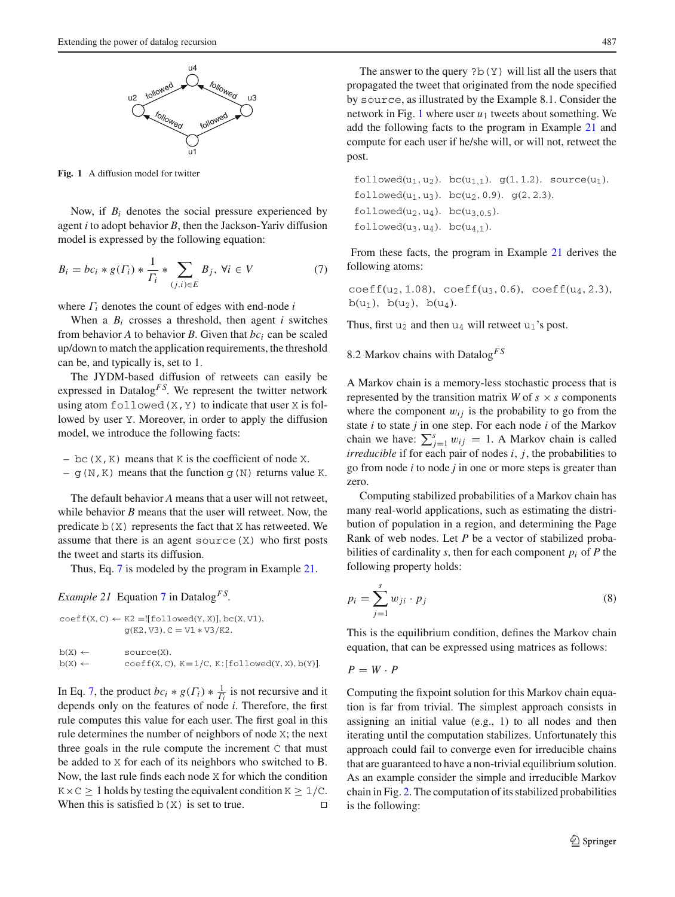Fig. 1 A diffusion model for twitter

Now, if $B_i$ denotes the social pressure experienced by agent $i$ to adopt behavior $B$, then the Jackson-Yariv diffusion model is expressed by the following equation:

$$B_i = bc_i * g(\Gamma_i) * \frac{1}{\Gamma_i} * \sum_{(j,i)\in E} B_j,\ \forall i \in V \qquad (7)$$

where $\Gamma_i$ denotes the count of edges with end-node $i$

When a $B_i$ crosses a threshold, then agent $i$ switches from behavior $A$ to behavior $B$. Given that $bc_i$ can be scaled up/down to match the application requirements, the threshold can be, and typically is, set to 1.

The JYDM-based diffusion of retweets can easily be expressed in Datalog$^{FS}$. We represent the twitter network using atom `followed(X,Y)` to indicate that user `X` is followed by user `Y`. Moreover, in order to apply the diffusion model, we introduce the following facts:

- `bc(X,K)` means that `K` is the coefficient of node `X`.
- `g(N,K)` means that the function `g(N)` returns value `K`.

The default behavior $A$ means that a user will not retweet, while behavior $B$ means that the user will retweet. Now, the predicate `b(X)` represents the fact that `X` has retweeted. We assume that there is an agent `source(X)` who first posts the tweet and starts its diffusion.

Thus, Eq. 7 is modeled by the program in Example 21.

*Example 21* Equation 7 in Datalog$^{FS}$.

```
coeff(X, C) ← K2 =![followed(Y, X)], bc(X, V1),
              g(K2, V3), C = V1 * V3/K2.

b(X) ←        source(X).
b(X) ←        coeff(X, C), K=1/C, K:[followed(Y, X), b(Y)].
```

In Eq. 7, the product $bc_i * g(\Gamma_i) * \frac{1}{\Gamma_i}$ is not recursive and it depends only on the features of node $i$. Therefore, the first rule computes this value for each user. The first goal in this rule determines the number of neighbors of node `X`; the next three goals in the rule compute the increment `C` that must be added to `X` for each of its neighbors who switched to B. Now, the last rule finds each node `X` for which the condition $\mathtt{K} \times \mathtt{C} \geq 1$ holds by testing the equivalent condition $\mathtt{K} \geq 1/\mathtt{C}$. When this is satisfied `b(X)` is set to true. □

The answer to the query `?b(Y)` will list all the users that propagated the tweet that originated from the node specified by `source`, as illustrated by the Example 8.1. Consider the network in Fig. 1 where user $u_1$ tweets about something. We add the following facts to the program in Example 21 and compute for each user if he/she will, or will not, retweet the post.

```
followed(u1, u2).  bc(u1,1).  g(1, 1.2).  source(u1).
followed(u1, u3).  bc(u2, 0.9).  g(2, 2.3).
followed(u2, u4).  bc(u3,0.5).
followed(u3, u4).  bc(u4,1).
```

From these facts, the program in Example 21 derives the following atoms:

```
coeff(u2, 1.08),  coeff(u3, 0.6),  coeff(u4, 2.3),
b(u1),  b(u2),  b(u4).
```

Thus, first $\mathrm{u}_2$ and then $\mathrm{u}_4$ will retweet $\mathrm{u}_1$'s post.

## 8.2 Markov chains with Datalog$^{FS}$

A Markov chain is a memory-less stochastic process that is represented by the transition matrix $W$ of $s \times s$ components where the component $w_{ij}$ is the probability to go from the state $i$ to state $j$ in one step. For each node $i$ of the Markov chain we have: $\sum_{j=1}^{s} w_{ij} = 1$. A Markov chain is called *irreducible* if for each pair of nodes $i$, $j$, the probabilities to go from node $i$ to node $j$ in one or more steps is greater than zero.

Computing stabilized probabilities of a Markov chain has many real-world applications, such as estimating the distribution of population in a region, and determining the Page Rank of web nodes. Let $P$ be a vector of stabilized probabilities of cardinality $s$, then for each component $p_i$ of $P$ the following property holds:

$$p_i = \sum_{j=1}^{s} w_{ji} \cdot p_j \qquad (8)$$

This is the equilibrium condition, defines the Markov chain equation, that can be expressed using matrices as follows:

$$P = W \cdot P$$

Computing the fixpoint solution for this Markov chain equation is far from trivial. The simplest approach consists in assigning an initial value (e.g., 1) to all nodes and then iterating until the computation stabilizes. Unfortunately this approach could fail to converge even for irreducible chains that are guaranteed to have a non-trivial equilibrium solution. As an example consider the simple and irreducible Markov chain in Fig. 2. The computation of its stabilized probabilities is the following: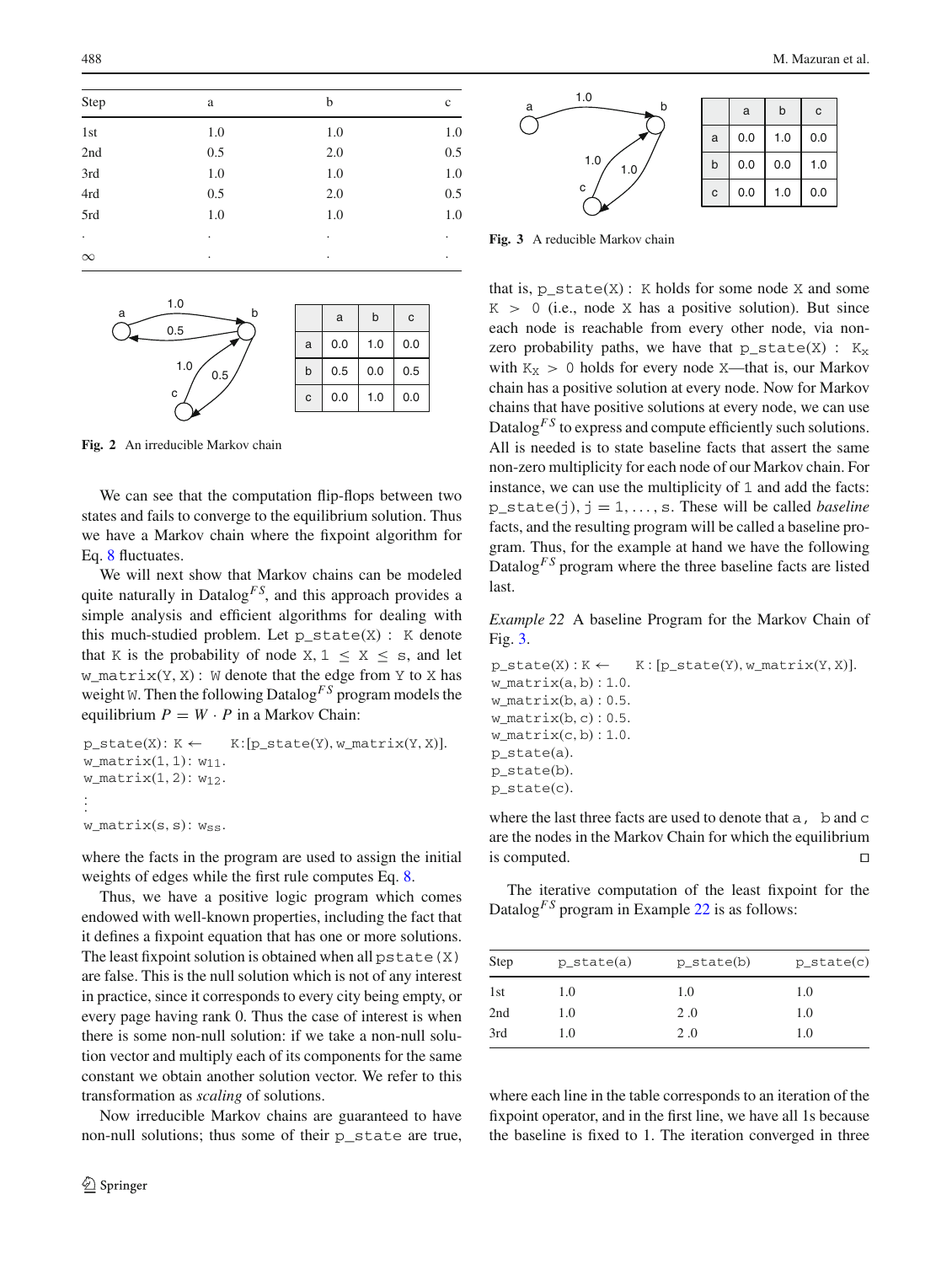| Step | a | b | c |
|---|---|---|---|
| 1st | 1.0 | 1.0 | 1.0 |
| 2nd | 0.5 | 2.0 | 0.5 |
| 3rd | 1.0 | 1.0 | 1.0 |
| 4rd | 0.5 | 2.0 | 0.5 |
| 5rd | 1.0 | 1.0 | 1.0 |
| . | . | . | . |
| ∞ | . | . | . |

|  | a | b | c |
|---|---|---|---|
| a | 0.0 | 1.0 | 0.0 |
| b | 0.5 | 0.0 | 0.5 |
| c | 0.0 | 1.0 | 0.0 |

**Fig. 2** An irreducible Markov chain

We can see that the computation flip-flops between two states and fails to converge to the equilibrium solution. Thus we have a Markov chain where the fixpoint algorithm for Eq. 8 fluctuates.

We will next show that Markov chains can be modeled quite naturally in Datalog$^{FS}$, and this approach provides a simple analysis and efficient algorithms for dealing with this much-studied problem. Let `p_state(X) : K` denote that `K` is the probability of node `X`, $1 \leq X \leq s$, and let `w_matrix(Y, X): W` denote that the edge from `Y` to `X` has weight `W`. Then the following Datalog$^{FS}$ program models the equilibrium $P = W \cdot P$ in a Markov Chain:

```
p_state(X): K ←    K:[p_state(Y), w_matrix(Y, X)].
w_matrix(1, 1): w11.
w_matrix(1, 2): w12.
⋮
w_matrix(s, s): wss.
```

where the facts in the program are used to assign the initial weights of edges while the first rule computes Eq. 8.

Thus, we have a positive logic program which comes endowed with well-known properties, including the fact that it defines a fixpoint equation that has one or more solutions. The least fixpoint solution is obtained when all `pstate(X)` are false. This is the null solution which is not of any interest in practice, since it corresponds to every city being empty, or every page having rank 0. Thus the case of interest is when there is some non-null solution: if we take a non-null solution vector and multiply each of its components for the same constant we obtain another solution vector. We refer to this transformation as *scaling* of solutions.

Now irreducible Markov chains are guaranteed to have non-null solutions; thus some of their `p_state` are true,

|  | a | b | c |
|---|---|---|---|
| a | 0.0 | 1.0 | 0.0 |
| b | 0.0 | 0.0 | 1.0 |
| c | 0.0 | 1.0 | 0.0 |

**Fig. 3** A reducible Markov chain

that is, `p_state(X): K` holds for some node `X` and some `K > 0` (i.e., node `X` has a positive solution). But since each node is reachable from every other node, via non-zero probability paths, we have that `p_state(X): K`$_X$ with `K`$_X$ `> 0` holds for every node `X`—that is, our Markov chain has a positive solution at every node. Now for Markov chains that have positive solutions at every node, we can use Datalog$^{FS}$ to express and compute efficiently such solutions. All is needed is to state baseline facts that assert the same non-zero multiplicity for each node of our Markov chain. For instance, we can use the multiplicity of `1` and add the facts: `p_state(j)`, $j = 1, \ldots, s$. These will be called *baseline* facts, and the resulting program will be called a baseline program. Thus, for the example at hand we have the following Datalog$^{FS}$ program where the three baseline facts are listed last.

*Example 22* A baseline Program for the Markov Chain of Fig. 3.

```
p_state(X) : K ←    K : [p_state(Y), w_matrix(Y, X)].
w_matrix(a, b) : 1.0.
w_matrix(b, a) : 0.5.
w_matrix(b, c) : 0.5.
w_matrix(c, b) : 1.0.
p_state(a).
p_state(b).
p_state(c).
```

where the last three facts are used to denote that `a`, `b` and `c` are the nodes in the Markov Chain for which the equilibrium is computed. □

The iterative computation of the least fixpoint for the Datalog$^{FS}$ program in Example 22 is as follows:

| Step | p_state(a) | p_state(b) | p_state(c) |
|---|---|---|---|
| 1st | 1.0 | 1.0 | 1.0 |
| 2nd | 1.0 | 2 .0 | 1.0 |
| 3rd | 1.0 | 2 .0 | 1.0 |

where each line in the table corresponds to an iteration of the fixpoint operator, and in the first line, we have all 1s because the baseline is fixed to 1. The iteration converged in three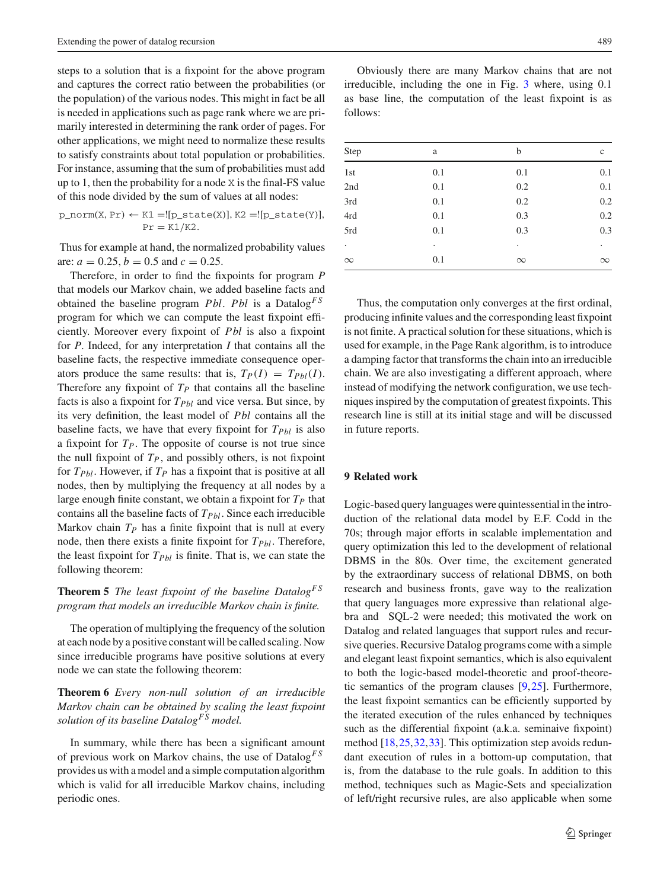steps to a solution that is a fixpoint for the above program and captures the correct ratio between the probabilities (or the population) of the various nodes. This might in fact be all is needed in applications such as page rank where we are primarily interested in determining the rank order of pages. For other applications, we might need to normalize these results to satisfy constraints about total population or probabilities. For instance, assuming that the sum of probabilities must add up to 1, then the probability for a node X is the final-FS value of this node divided by the sum of values at all nodes:

```
p_norm(X, Pr) ← K1 =![p_state(X)], K2 =![p_state(Y)],
                Pr = K1/K2.
```

Thus for example at hand, the normalized probability values are: $a = 0.25$, $b = 0.5$ and $c = 0.25$.

Therefore, in order to find the fixpoints for program $P$ that models our Markov chain, we added baseline facts and obtained the baseline program $Pbl$. $Pbl$ is a Datalog$^{FS}$ program for which we can compute the least fixpoint efficiently. Moreover every fixpoint of $Pbl$ is also a fixpoint for $P$. Indeed, for any interpretation $I$ that contains all the baseline facts, the respective immediate consequence operators produce the same results: that is, $T_P(I) = T_{Pbl}(I)$. Therefore any fixpoint of $T_P$ that contains all the baseline facts is also a fixpoint for $T_{Pbl}$ and vice versa. But since, by its very definition, the least model of $Pbl$ contains all the baseline facts, we have that every fixpoint for $T_{Pbl}$ is also a fixpoint for $T_P$. The opposite of course is not true since the null fixpoint of $T_P$, and possibly others, is not fixpoint for $T_{Pbl}$. However, if $T_P$ has a fixpoint that is positive at all nodes, then by multiplying the frequency at all nodes by a large enough finite constant, we obtain a fixpoint for $T_P$ that contains all the baseline facts of $T_{Pbl}$. Since each irreducible Markov chain $T_P$ has a finite fixpoint that is null at every node, then there exists a finite fixpoint for $T_{Pbl}$. Therefore, the least fixpoint for $T_{Pbl}$ is finite. That is, we can state the following theorem:

**Theorem 5** *The least fixpoint of the baseline Datalog$^{FS}$ program that models an irreducible Markov chain is finite.*

The operation of multiplying the frequency of the solution at each node by a positive constant will be called scaling. Now since irreducible programs have positive solutions at every node we can state the following theorem:

**Theorem 6** *Every non-null solution of an irreducible Markov chain can be obtained by scaling the least fixpoint solution of its baseline Datalog$^{FS}$ model.*

In summary, while there has been a significant amount of previous work on Markov chains, the use of Datalog$^{FS}$ provides us with a model and a simple computation algorithm which is valid for all irreducible Markov chains, including periodic ones.

Obviously there are many Markov chains that are not irreducible, including the one in Fig. 3 where, using 0.1 as base line, the computation of the least fixpoint is as follows:

| Step | a | b | c |
|---|---|---|---|
| 1st | 0.1 | 0.1 | 0.1 |
| 2nd | 0.1 | 0.2 | 0.1 |
| 3rd | 0.1 | 0.2 | 0.2 |
| 4rd | 0.1 | 0.3 | 0.2 |
| 5rd | 0.1 | 0.3 | 0.3 |
| . | . | . | . |
| $\infty$ | 0.1 | $\infty$ | $\infty$ |

Thus, the computation only converges at the first ordinal, producing infinite values and the corresponding least fixpoint is not finite. A practical solution for these situations, which is used for example, in the Page Rank algorithm, is to introduce a damping factor that transforms the chain into an irreducible chain. We are also investigating a different approach, where instead of modifying the network configuration, we use techniques inspired by the computation of greatest fixpoints. This research line is still at its initial stage and will be discussed in future reports.

## 9 Related work

Logic-based query languages were quintessential in the introduction of the relational data model by E.F. Codd in the 70s; through major efforts in scalable implementation and query optimization this led to the development of relational DBMS in the 80s. Over time, the excitement generated by the extraordinary success of relational DBMS, on both research and business fronts, gave way to the realization that query languages more expressive than relational algebra and SQL-2 were needed; this motivated the work on Datalog and related languages that support rules and recursive queries. Recursive Datalog programs come with a simple and elegant least fixpoint semantics, which is also equivalent to both the logic-based model-theoretic and proof-theoretic semantics of the program clauses [9,25]. Furthermore, the least fixpoint semantics can be efficiently supported by the iterated execution of the rules enhanced by techniques such as the differential fixpoint (a.k.a. seminaive fixpoint) method [18,25,32,33]. This optimization step avoids redundant execution of rules in a bottom-up computation, that is, from the database to the rule goals. In addition to this method, techniques such as Magic-Sets and specialization of left/right recursive rules, are also applicable when some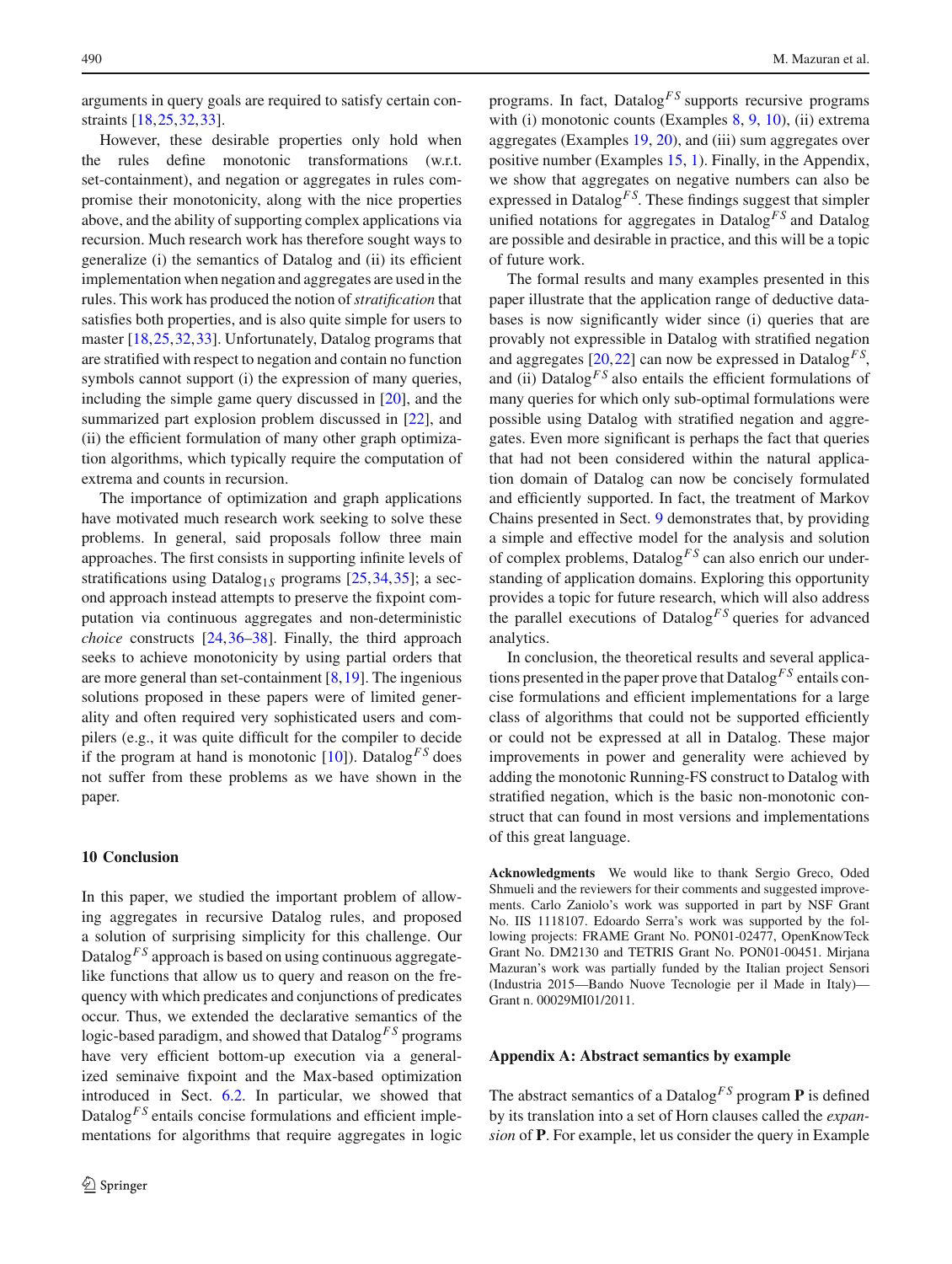arguments in query goals are required to satisfy certain constraints [18,25,32,33].

However, these desirable properties only hold when the rules define monotonic transformations (w.r.t. set-containment), and negation or aggregates in rules compromise their monotonicity, along with the nice properties above, and the ability of supporting complex applications via recursion. Much research work has therefore sought ways to generalize (i) the semantics of Datalog and (ii) its efficient implementation when negation and aggregates are used in the rules. This work has produced the notion of *stratification* that satisfies both properties, and is also quite simple for users to master [18,25,32,33]. Unfortunately, Datalog programs that are stratified with respect to negation and contain no function symbols cannot support (i) the expression of many queries, including the simple game query discussed in [20], and the summarized part explosion problem discussed in [22], and (ii) the efficient formulation of many other graph optimization algorithms, which typically require the computation of extrema and counts in recursion.

The importance of optimization and graph applications have motivated much research work seeking to solve these problems. In general, said proposals follow three main approaches. The first consists in supporting infinite levels of stratifications using $\text{Datalog}_{1S}$ programs [25,34,35]; a second approach instead attempts to preserve the fixpoint computation via continuous aggregates and non-deterministic *choice* constructs [24,36–38]. Finally, the third approach seeks to achieve monotonicity by using partial orders that are more general than set-containment [8,19]. The ingenious solutions proposed in these papers were of limited generality and often required very sophisticated users and compilers (e.g., it was quite difficult for the compiler to decide if the program at hand is monotonic [10]). $\text{Datalog}^{FS}$ does not suffer from these problems as we have shown in the paper.

## 10 Conclusion

In this paper, we studied the important problem of allowing aggregates in recursive Datalog rules, and proposed a solution of surprising simplicity for this challenge. Our $\text{Datalog}^{FS}$ approach is based on using continuous aggregate-like functions that allow us to query and reason on the frequency with which predicates and conjunctions of predicates occur. Thus, we extended the declarative semantics of the logic-based paradigm, and showed that $\text{Datalog}^{FS}$ programs have very efficient bottom-up execution via a generalized seminaive fixpoint and the Max-based optimization introduced in Sect. 6.2. In particular, we showed that $\text{Datalog}^{FS}$ entails concise formulations and efficient implementations for algorithms that require aggregates in logic programs. In fact, $\text{Datalog}^{FS}$ supports recursive programs with (i) monotonic counts (Examples 8, 9, 10), (ii) extrema aggregates (Examples 19, 20), and (iii) sum aggregates over positive number (Examples 15, 1). Finally, in the Appendix, we show that aggregates on negative numbers can also be expressed in $\text{Datalog}^{FS}$. These findings suggest that simpler unified notations for aggregates in $\text{Datalog}^{FS}$ and Datalog are possible and desirable in practice, and this will be a topic of future work.

The formal results and many examples presented in this paper illustrate that the application range of deductive databases is now significantly wider since (i) queries that are provably not expressible in Datalog with stratified negation and aggregates [20,22] can now be expressed in $\text{Datalog}^{FS}$, and (ii) $\text{Datalog}^{FS}$ also entails the efficient formulations of many queries for which only sub-optimal formulations were possible using Datalog with stratified negation and aggregates. Even more significant is perhaps the fact that queries that had not been considered within the natural application domain of Datalog can be concisely formulated and efficiently supported. In fact, the treatment of Markov Chains presented in Sect. 9 demonstrates that, by providing a simple and effective model for the analysis and solution of complex problems, $\text{Datalog}^{FS}$ can also enrich our understanding of application domains. Exploring this opportunity provides a topic for future research, which will also address the parallel executions of $\text{Datalog}^{FS}$ queries for advanced analytics.

In conclusion, the theoretical results and several applications presented in the paper prove that $\text{Datalog}^{FS}$ entails concise formulations and efficient implementations for a large class of algorithms that could not be supported efficiently or could not be expressed at all in Datalog. These major improvements in power and generality were achieved by adding the monotonic Running-FS construct to Datalog with stratified negation, which is the basic non-monotonic construct that can found in most versions and implementations of this great language.

**Acknowledgments** We would like to thank Sergio Greco, Oded Shmueli and the reviewers for their comments and suggested improvements. Carlo Zaniolo's work was supported in part by NSF Grant No. IIS 1118107. Edoardo Serra's work was supported by the following projects: FRAME Grant No. PON01-02477, OpenKnowTeck Grant No. DM2130 and TETRIS Grant No. PON01-00451. Mirjana Mazuran's work was partially funded by the Italian project Sensori (Industria 2015—Bando Nuove Tecnologie per il Made in Italy)—Grant n. 00029MI01/2011.

## Appendix A: Abstract semantics by example

The abstract semantics of a $\text{Datalog}^{FS}$ program **P** is defined by its translation into a set of Horn clauses called the *expansion* of **P**. For example, let us consider the query in Example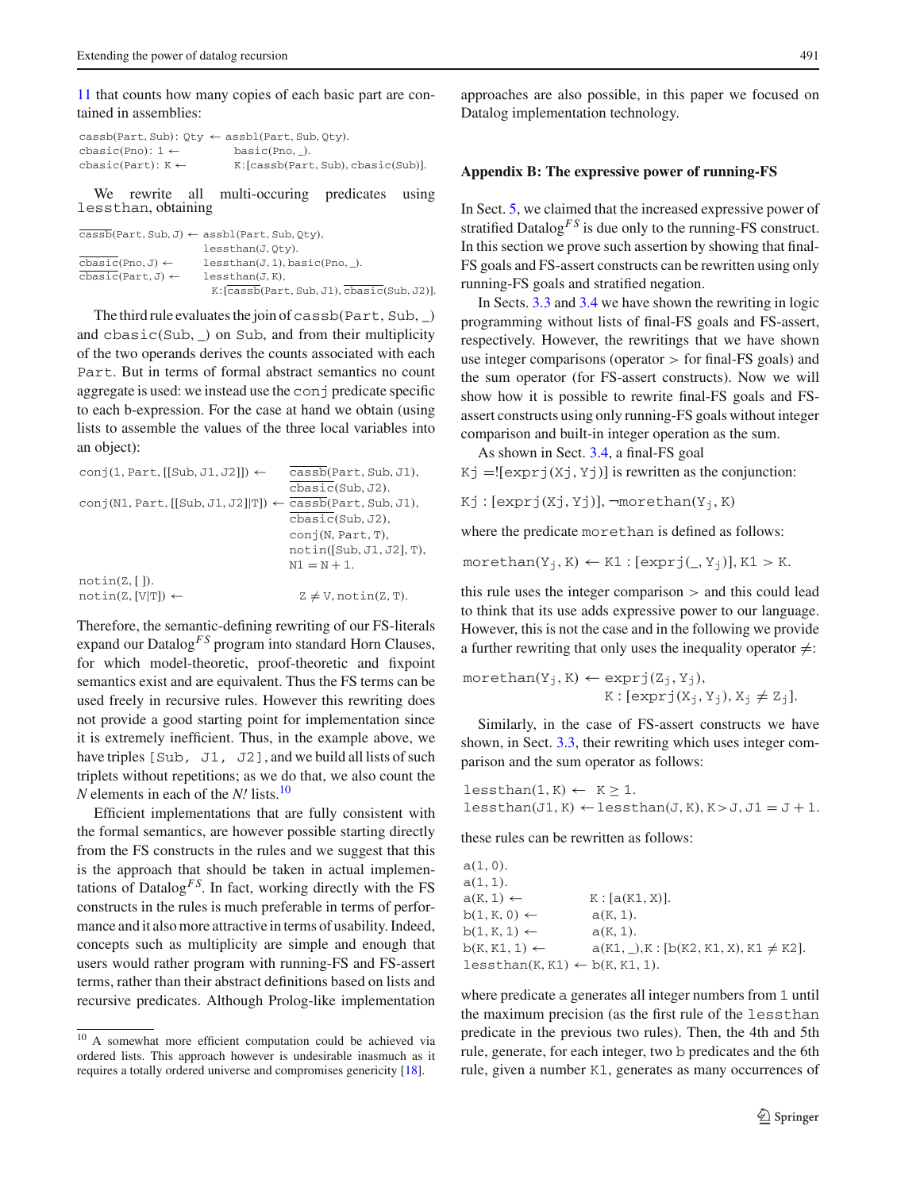11 that counts how many copies of each basic part are contained in assemblies:

```
cassb(Part, Sub): Qty ← assbl(Part, Sub, Qty).
cbasic(Pno): 1 ←         basic(Pno, _).
cbasic(Part): K ←        K:[cassb(Part, Sub), cbasic(Sub)].
```

We rewrite all multi-occuring predicates using lessthan, obtaining

$$
\begin{array}{ll}
\overline{\mathtt{cassb}}(\mathtt{Part, Sub, J}) \leftarrow & \mathtt{assbl(Part, Sub, Qty)},\\
 & \mathtt{lessthan(J, Qty)}.\\
\overline{\mathtt{cbasic}}(\mathtt{Pno, J}) \leftarrow & \mathtt{lessthan(J, 1), basic(Pno, \_)}.\\
\overline{\mathtt{cbasic}}(\mathtt{Part, J}) \leftarrow & \mathtt{lessthan(J, K)},\\
 & \mathtt{K}:[\overline{\mathtt{cassb}}(\mathtt{Part, Sub, J1}), \overline{\mathtt{cbasic}}(\mathtt{Sub, J2})].
\end{array}
$$

The third rule evaluates the join of cassb(Part, Sub, _) and cbasic(Sub, _) on Sub, and from their multiplicity of the two operands derives the counts associated with each Part. But in terms of formal abstract semantics no count aggregate is used: we instead use the conj predicate specific to each b-expression. For the case at hand we obtain (using lists to assemble the values of the three local variables into an object):

$$
\begin{array}{ll}
\mathtt{conj(1, Part, [[Sub, J1, J2]])} \leftarrow & \overline{\mathtt{cassb}}(\mathtt{Part, Sub, J1}),\\
 & \overline{\mathtt{cbasic}}(\mathtt{Sub, J2}).\\
\mathtt{conj(N1, Part, [[Sub, J1, J2]|T])} \leftarrow & \overline{\mathtt{cassb}}(\mathtt{Part, Sub, J1}),\\
 & \overline{\mathtt{cbasic}}(\mathtt{Sub, J2}),\\
 & \mathtt{conj(N, Part, T)},\\
 & \mathtt{notin([Sub, J1, J2], T)},\\
 & \mathtt{N1 = N + 1}.\\
\mathtt{notin(Z, [\,])}. & \\
\mathtt{notin(Z, [V|T])} \leftarrow & \mathtt{Z \neq V, notin(Z, T)}.
\end{array}
$$

Therefore, the semantic-defining rewriting of our FS-literals expand our Datalog$^{FS}$ program into standard Horn Clauses, for which model-theoretic, proof-theoretic and fixpoint semantics exist and are equivalent. Thus the FS terms can be used freely in recursive rules. However this rewriting does not provide a good starting point for implementation since it is extremely inefficient. Thus, in the example above, we have triples [Sub, J1, J2], and we build all lists of such triplets without repetitions; as we do that, we also count the *N* elements in each of the *N!* lists.[10]

Efficient implementations that are fully consistent with the formal semantics, are however possible starting directly from the FS constructs in the rules and we suggest that this is the approach that should be taken in actual implementations of Datalog$^{FS}$. In fact, working directly with the FS constructs in the rules is much preferable in terms of performance and it also more attractive in terms of usability. Indeed, concepts such as multiplicity are simple and enough that users would rather program with running-FS and FS-assert terms, rather than their abstract definitions based on lists and recursive predicates. Although Prolog-like implementation approaches are also possible, in this paper we focused on Datalog implementation technology.

[10] A somewhat more efficient computation could be achieved via ordered lists. This approach however is undesirable inasmuch as it requires a totally ordered universe and compromises genericity [18].

## Appendix B: The expressive power of running-FS

In Sect. 5, we claimed that the increased expressive power of stratified Datalog$^{FS}$ is due only to the running-FS construct. In this section we prove such assertion by showing that final-FS goals and FS-assert constructs can be rewritten using only running-FS goals and stratified negation.

In Sects. 3.3 and 3.4 we have shown the rewriting in logic programming without lists of final-FS goals and FS-assert, respectively. However, the rewritings that we have shown use integer comparisons (operator $>$ for final-FS goals) and the sum operator (for FS-assert constructs). Now we will show how it is possible to rewrite final-FS goals and FS-assert constructs using only running-FS goals without integer comparison and built-in integer operation as the sum.

As shown in Sect. 3.4, a final-FS goal $\mathtt{Kj} =![\mathtt{exprj(Xj, Yj)}]$ is rewritten as the conjunction:

$$\mathtt{Kj}:[\mathtt{exprj(Xj, Y_j)}], \neg\mathtt{morethan(Y_j, K)}$$

where the predicate morethan is defined as follows:

$$\mathtt{morethan(Y_j, K)} \leftarrow \mathtt{K1}:[\mathtt{exprj(\_, Y_j)}], \mathtt{K1} > \mathtt{K}.$$

this rule uses the integer comparison $>$ and this could lead to think that its use adds expressive power to our language. However, this is not the case and in the following we provide a further rewriting that only uses the inequality operator $\neq$:

$$
\begin{array}{l}
\mathtt{morethan(Y_j, K)} \leftarrow \mathtt{exprj(Z_j, Y_j)},\\
\qquad\qquad\qquad\qquad \mathtt{K}:[\mathtt{exprj(X_j, Y_j)}, \mathtt{X_j} \neq \mathtt{Z_j}].
\end{array}
$$

Similarly, in the case of FS-assert constructs we have shown, in Sect. 3.3, their rewriting which uses integer comparison and the sum operator as follows:

$$
\begin{array}{l}
\mathtt{lessthan(1, K)} \leftarrow \ \mathtt{K} \geq 1.\\
\mathtt{lessthan(J1, K)} \leftarrow \mathtt{lessthan(J, K), K > J, J1 = J + 1}.
\end{array}
$$

these rules can be rewritten as follows:

$$
\begin{array}{ll}
\mathtt{a(1, 0)}. & \\
\mathtt{a(1, 1)}. & \\
\mathtt{a(K, 1)} \leftarrow & \mathtt{K}:[\mathtt{a(K1, X)}].\\
\mathtt{b(1, K, 0)} \leftarrow & \mathtt{a(K, 1)}.\\
\mathtt{b(1, K, 1)} \leftarrow & \mathtt{a(K, 1)}.\\
\mathtt{b(K, K1, 1)} \leftarrow & \mathtt{a(K1, \_), K}:[\mathtt{b(K2, K1, X)}, \mathtt{K1} \neq \mathtt{K2}].\\
\mathtt{lessthan(K, K1)} \leftarrow \mathtt{b(K, K1, 1)}. &
\end{array}
$$

where predicate a generates all integer numbers from 1 until the maximum precision (as the first rule of the lessthan predicate in the previous two rules). Then, the 4th and 5th rule, generate, for each integer, two b predicates and the 6th rule, given a number K1, generates as many occurrences of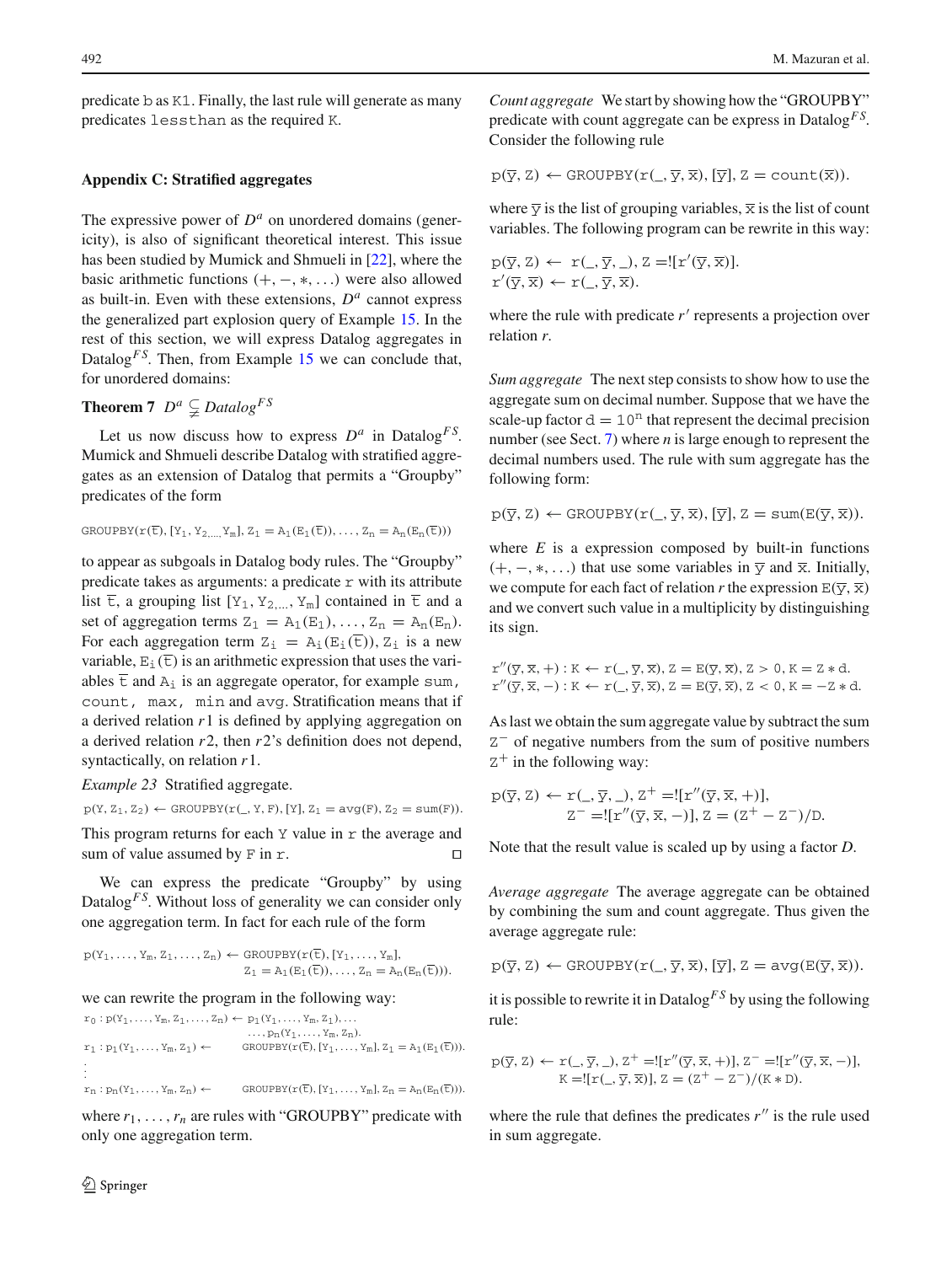predicate b as K1. Finally, the last rule will generate as many predicates lessthan as the required K.

## Appendix C: Stratified aggregates

The expressive power of $D^a$ on unordered domains (genericity), is also of significant theoretical interest. This issue has been studied by Mumick and Shmueli in [22], where the basic arithmetic functions $(+, -, *, \ldots)$ were also allowed as built-in. Even with these extensions, $D^a$ cannot express the generalized part explosion query of Example 15. In the rest of this section, we will express Datalog aggregates in Datalog$^{FS}$. Then, from Example 15 we can conclude that, for unordered domains:

**Theorem 7** $D^a \subsetneq Datalog^{FS}$

Let us now discuss how to express $D^a$ in Datalog$^{FS}$. Mumick and Shmueli describe Datalog with stratified aggregates as an extension of Datalog that permits a "Groupby" predicates of the form

$$\mathrm{GROUPBY}(\mathrm{r}(\overline{\mathrm{t}}), [\mathrm{Y}_1, \mathrm{Y}_{2,\ldots,}\mathrm{Y}_m], \mathrm{Z}_1 = \mathrm{A}_1(\mathrm{E}_1(\overline{\mathrm{t}})), \ldots, \mathrm{Z}_n = \mathrm{A}_n(\mathrm{E}_n(\overline{\mathrm{t}})))$$

to appear as subgoals in Datalog body rules. The "Groupby" predicate takes as arguments: a predicate r with its attribute list $\overline{\mathrm{t}}$, a grouping list $[\mathrm{Y}_1, \mathrm{Y}_{2,\ldots,}\mathrm{Y}_m]$ contained in $\overline{\mathrm{t}}$ and a set of aggregation terms $\mathrm{Z}_1 = \mathrm{A}_1(\mathrm{E}_1), \ldots, \mathrm{Z}_n = \mathrm{A}_n(\mathrm{E}_n)$. For each aggregation term $\mathrm{Z}_i = \mathrm{A}_i(\mathrm{E}_i(\overline{\mathrm{t}}))$, $\mathrm{Z}_i$ is a new variable, $\mathrm{E}_i(\overline{\mathrm{t}})$ is an arithmetic expression that uses the variables $\overline{\mathrm{t}}$ and $\mathrm{A}_i$ is an aggregate operator, for example sum, count, max, min and avg. Stratification means that if a derived relation $r1$ is defined by applying aggregation on a derived relation $r2$, then $r2$'s definition does not depend, syntactically, on relation $r1$.

*Example 23* Stratified aggregate.

$$\mathrm{p}(\mathrm{Y}, \mathrm{Z}_1, \mathrm{Z}_2) \leftarrow \mathrm{GROUPBY}(\mathrm{r}(\_, \mathrm{Y}, \mathrm{F}), [\mathrm{Y}], \mathrm{Z}_1 = \mathrm{avg}(\mathrm{F}), \mathrm{Z}_2 = \mathrm{sum}(\mathrm{F})).$$

This program returns for each Y value in r the average and sum of value assumed by F in r. □

We can express the predicate "Groupby" by using Datalog$^{FS}$. Without loss of generality we can consider only one aggregation term. In fact for each rule of the form

$$\mathrm{p}(\mathrm{Y}_1, \ldots, \mathrm{Y}_m, \mathrm{Z}_1, \ldots, \mathrm{Z}_n) \leftarrow \mathrm{GROUPBY}(\mathrm{r}(\overline{\mathrm{t}}), [\mathrm{Y}_1, \ldots, \mathrm{Y}_m], \mathrm{Z}_1 = \mathrm{A}_1(\mathrm{E}_1(\overline{\mathrm{t}})), \ldots, \mathrm{Z}_n = \mathrm{A}_n(\mathrm{E}_n(\overline{\mathrm{t}}))).$$

we can rewrite the program in the following way:

$$\begin{aligned}
&r_0 : \mathrm{p}(\mathrm{Y}_1, \ldots, \mathrm{Y}_m, \mathrm{Z}_1, \ldots, \mathrm{Z}_n) \leftarrow \mathrm{p}_1(\mathrm{Y}_1, \ldots, \mathrm{Y}_m, \mathrm{Z}_1), \ldots, \mathrm{p}_n(\mathrm{Y}_1, \ldots, \mathrm{Y}_m, \mathrm{Z}_n).\\
&r_1 : \mathrm{p}_1(\mathrm{Y}_1, \ldots, \mathrm{Y}_m, \mathrm{Z}_1) \leftarrow \mathrm{GROUPBY}(\mathrm{r}(\overline{\mathrm{t}}), [\mathrm{Y}_1, \ldots, \mathrm{Y}_m], \mathrm{Z}_1 = \mathrm{A}_1(\mathrm{E}_1(\overline{\mathrm{t}}))).\\
&\vdots\\
&r_n : \mathrm{p}_n(\mathrm{Y}_1, \ldots, \mathrm{Y}_m, \mathrm{Z}_n) \leftarrow \mathrm{GROUPBY}(\mathrm{r}(\overline{\mathrm{t}}), [\mathrm{Y}_1, \ldots, \mathrm{Y}_m], \mathrm{Z}_n = \mathrm{A}_n(\mathrm{E}_n(\overline{\mathrm{t}}))).
\end{aligned}$$

where $r_1, \ldots, r_n$ are rules with "GROUPBY" predicate with only one aggregation term.

*Count aggregate* We start by showing how the "GROUPBY" predicate with count aggregate can be express in Datalog$^{FS}$. Consider the following rule

$$\mathrm{p}(\overline{\mathrm{y}}, \mathrm{Z}) \leftarrow \mathrm{GROUPBY}(\mathrm{r}(\_, \overline{\mathrm{y}}, \overline{\mathrm{x}}), [\overline{\mathrm{y}}], \mathrm{Z} = \mathrm{count}(\overline{\mathrm{x}})).$$

where $\overline{\mathrm{y}}$ is the list of grouping variables, $\overline{\mathrm{x}}$ is the list of count variables. The following program can be rewrite in this way:

$$\begin{aligned}
&\mathrm{p}(\overline{\mathrm{y}}, \mathrm{Z}) \leftarrow \mathrm{r}(\_, \overline{\mathrm{y}}, \_), \mathrm{Z} =![\mathrm{r}'(\overline{\mathrm{y}}, \overline{\mathrm{x}})].\\
&\mathrm{r}'(\overline{\mathrm{y}}, \overline{\mathrm{x}}) \leftarrow \mathrm{r}(\_, \overline{\mathrm{y}}, \overline{\mathrm{x}}).
\end{aligned}$$

where the rule with predicate $r'$ represents a projection over relation $r$.

*Sum aggregate* The next step consists to show how to use the aggregate sum on decimal number. Suppose that we have the scale-up factor $\mathrm{d} = 10^{\mathrm{n}}$ that represent the decimal precision number (see Sect. 7) where $n$ is large enough to represent the decimal numbers used. The rule with sum aggregate has the following form:

$$\mathrm{p}(\overline{\mathrm{y}}, \mathrm{Z}) \leftarrow \mathrm{GROUPBY}(\mathrm{r}(\_, \overline{\mathrm{y}}, \overline{\mathrm{x}}), [\overline{\mathrm{y}}], \mathrm{Z} = \mathrm{sum}(\mathrm{E}(\overline{\mathrm{y}}, \overline{\mathrm{x}})).$$

where $E$ is a expression composed by built-in functions $(+, -, *, \ldots)$ that use some variables in $\overline{\mathrm{y}}$ and $\overline{\mathrm{x}}$. Initially, we compute for each fact of relation $r$ the expression $\mathrm{E}(\overline{\mathrm{y}}, \overline{\mathrm{x}})$ and we convert such value in a multiplicity by distinguishing its sign.

$$\begin{aligned}
&\mathrm{r}''(\overline{\mathrm{y}}, \overline{\mathrm{x}}, +) : \mathrm{K} \leftarrow \mathrm{r}(\_, \overline{\mathrm{y}}, \overline{\mathrm{x}}), \mathrm{Z} = \mathrm{E}(\overline{\mathrm{y}}, \overline{\mathrm{x}}), \mathrm{Z} > 0, \mathrm{K} = \mathrm{Z} * \mathrm{d}.\\
&\mathrm{r}''(\overline{\mathrm{y}}, \overline{\mathrm{x}}, -) : \mathrm{K} \leftarrow \mathrm{r}(\_, \overline{\mathrm{y}}, \overline{\mathrm{x}}), \mathrm{Z} = \mathrm{E}(\overline{\mathrm{y}}, \overline{\mathrm{x}}), \mathrm{Z} < 0, \mathrm{K} = -\mathrm{Z} * \mathrm{d}.
\end{aligned}$$

As last we obtain the sum aggregate value by subtract the sum $\mathrm{Z}^-$ of negative numbers from the sum of positive numbers $\mathrm{Z}^+$ in the following way:

$$\begin{aligned}
\mathrm{p}(\overline{\mathrm{y}}, \mathrm{Z}) \leftarrow\ &\mathrm{r}(\_, \overline{\mathrm{y}}, \_), \mathrm{Z}^+ =![\mathrm{r}''(\overline{\mathrm{y}}, \overline{\mathrm{x}}, +)],\\
&\mathrm{Z}^- =![\mathrm{r}''(\overline{\mathrm{y}}, \overline{\mathrm{x}}, -)], \mathrm{Z} = (\mathrm{Z}^+ - \mathrm{Z}^-)/\mathrm{D}.
\end{aligned}$$

Note that the result value is scaled up by using a factor $D$.

*Average aggregate* The average aggregate can be obtained by combining the sum and count aggregate. Thus given the average aggregate rule:

$$\mathrm{p}(\overline{\mathrm{y}}, \mathrm{Z}) \leftarrow \mathrm{GROUPBY}(\mathrm{r}(\_, \overline{\mathrm{y}}, \overline{\mathrm{x}}), [\overline{\mathrm{y}}], \mathrm{Z} = \mathrm{avg}(\mathrm{E}(\overline{\mathrm{y}}, \overline{\mathrm{x}})).$$

it is possible to rewrite it in Datalog$^{FS}$ by using the following rule:

$$\begin{aligned}
\mathrm{p}(\overline{\mathrm{y}}, \mathrm{Z}) \leftarrow\ &\mathrm{r}(\_, \overline{\mathrm{y}}, \_), \mathrm{Z}^+ =![\mathrm{r}''(\overline{\mathrm{y}}, \overline{\mathrm{x}}, +)], \mathrm{Z}^- =![\mathrm{r}''(\overline{\mathrm{y}}, \overline{\mathrm{x}}, -)],\\
&\mathrm{K} =![\mathrm{r}(\_, \overline{\mathrm{y}}, \overline{\mathrm{x}})], \mathrm{Z} = (\mathrm{Z}^+ - \mathrm{Z}^-)/(\mathrm{K} * \mathrm{D}).
\end{aligned}$$

where the rule that defines the predicates $r''$ is the rule used in sum aggregate.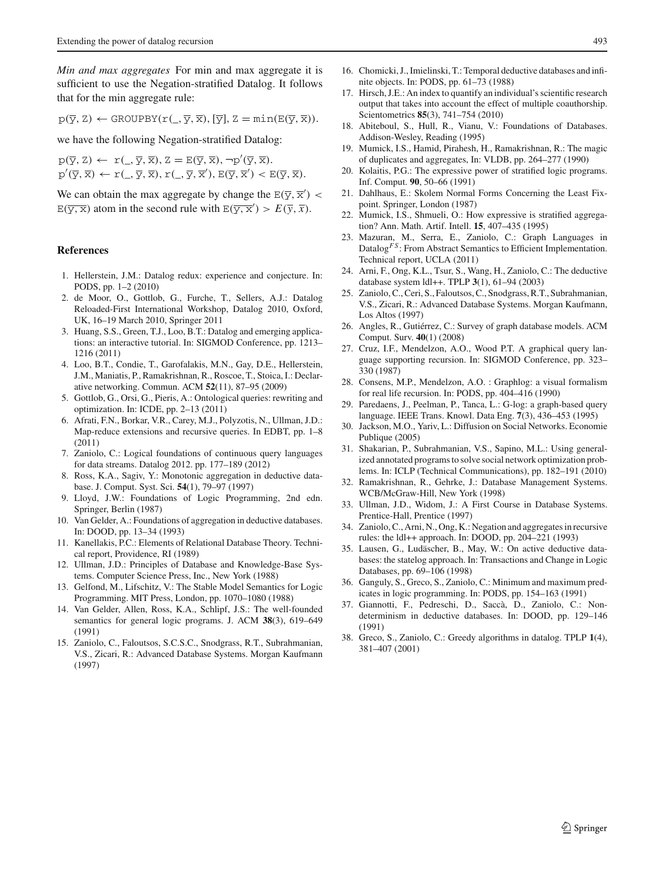*Min and max aggregates* For min and max aggregate it is sufficient to use the Negation-stratified Datalog. It follows that for the min aggregate rule:

$$\mathtt{p}(\overline{\mathtt{y}}, \mathtt{Z}) \leftarrow \mathtt{GROUPBY}(\mathtt{r}(\_, \overline{\mathtt{y}}, \overline{\mathtt{x}}), [\overline{\mathtt{y}}], \mathtt{Z} = \mathtt{min}(\mathtt{E}(\overline{\mathtt{y}}, \overline{\mathtt{x}})).$$

we have the following Negation-stratified Datalog:

$$\mathtt{p}(\overline{\mathtt{y}}, \mathtt{Z}) \leftarrow \mathtt{r}(\_, \overline{\mathtt{y}}, \overline{\mathtt{x}}), \mathtt{Z} = \mathtt{E}(\overline{\mathtt{y}}, \overline{\mathtt{x}}), \neg \mathtt{p}'(\overline{\mathtt{y}}, \overline{\mathtt{x}}).$$
$$\mathtt{p}'(\overline{\mathtt{y}}, \overline{\mathtt{x}}) \leftarrow \mathtt{r}(\_, \overline{\mathtt{y}}, \overline{\mathtt{x}}), \mathtt{r}(\_, \overline{\mathtt{y}}, \overline{\mathtt{x}}'), \mathtt{E}(\overline{\mathtt{y}}, \overline{\mathtt{x}}') < \mathtt{E}(\overline{\mathtt{y}}, \overline{\mathtt{x}}).$$

We can obtain the max aggregate by change the $\mathtt{E}(\overline{\mathtt{y}}, \overline{\mathtt{x}}') < \mathtt{E}(\overline{\mathtt{y}, \mathtt{x}})$ atom in the second rule with $\mathtt{E}(\overline{\mathtt{y}, \mathtt{x}'}) > E(\overline{y}, \overline{x})$.

## References

1. Hellerstein, J.M.: Datalog redux: experience and conjecture. In: PODS, pp. 1–2 (2010)
2. de Moor, O., Gottlob, G., Furche, T., Sellers, A.J.: Datalog Reloaded-First International Workshop, Datalog 2010, Oxford, UK, 16–19 March 2010, Springer 2011
3. Huang, S.S., Green, T.J., Loo, B.T.: Datalog and emerging applications: an interactive tutorial. In: SIGMOD Conference, pp. 1213–1216 (2011)
4. Loo, B.T., Condie, T., Garofalakis, M.N., Gay, D.E., Hellerstein, J.M., Maniatis, P., Ramakrishnan, R., Roscoe, T., Stoica, I.: Declarative networking. Commun. ACM **52**(11), 87–95 (2009)
5. Gottlob, G., Orsi, G., Pieris, A.: Ontological queries: rewriting and optimization. In: ICDE, pp. 2–13 (2011)
6. Afrati, F.N., Borkar, V.R., Carey, M.J., Polyzotis, N., Ullman, J.D.: Map-reduce extensions and recursive queries. In EDBT, pp. 1–8 (2011)
7. Zaniolo, C.: Logical foundations of continuous query languages for data streams. Datalog 2012. pp. 177–189 (2012)
8. Ross, K.A., Sagiv, Y.: Monotonic aggregation in deductive database. J. Comput. Syst. Sci. **54**(1), 79–97 (1997)
9. Lloyd, J.W.: Foundations of Logic Programming, 2nd edn. Springer, Berlin (1987)
10. Van Gelder, A.: Foundations of aggregation in deductive databases. In: DOOD, pp. 13–34 (1993)
11. Kanellakis, P.C.: Elements of Relational Database Theory. Technical report, Providence, RI (1989)
12. Ullman, J.D.: Principles of Database and Knowledge-Base Systems. Computer Science Press, Inc., New York (1988)
13. Gelfond, M., Lifschitz, V.: The Stable Model Semantics for Logic Programming. MIT Press, London, pp. 1070–1080 (1988)
14. Van Gelder, Allen, Ross, K.A., Schlipf, J.S.: The well-founded semantics for general logic programs. J. ACM **38**(3), 619–649 (1991)
15. Zaniolo, C., Faloutsos, S.C.S.C., Snodgrass, R.T., Subrahmanian, V.S., Zicari, R.: Advanced Database Systems. Morgan Kaufmann (1997)
16. Chomicki, J., Imielinski, T.: Temporal deductive databases and infinite objects. In: PODS, pp. 61–73 (1988)
17. Hirsch, J.E.: An index to quantify an individual's scientific research output that takes into account the effect of multiple coauthorship. Scientometrics **85**(3), 741–754 (2010)
18. Abiteboul, S., Hull, R., Vianu, V.: Foundations of Databases. Addison-Wesley, Reading (1995)
19. Mumick, I.S., Hamid, Pirahesh, H., Ramakrishnan, R.: The magic of duplicates and aggregates, In: VLDB, pp. 264–277 (1990)
20. Kolaitis, P.G.: The expressive power of stratified logic programs. Inf. Comput. **90**, 50–66 (1991)
21. Dahlhaus, E.: Skolem Normal Forms Concerning the Least Fixpoint. Springer, London (1987)
22. Mumick, I.S., Shmueli, O.: How expressive is stratified aggregation? Ann. Math. Artif. Intell. **15**, 407–435 (1995)
23. Mazuran, M., Serra, E., Zaniolo, C.: Graph Languages in Datalog$^{FS}$: From Abstract Semantics to Efficient Implementation. Technical report, UCLA (2011)
24. Arni, F., Ong, K.L., Tsur, S., Wang, H., Zaniolo, C.: The deductive database system ldl++. TPLP **3**(1), 61–94 (2003)
25. Zaniolo, C., Ceri, S., Faloutsos, C., Snodgrass, R.T., Subrahmanian, V.S., Zicari, R.: Advanced Database Systems. Morgan Kaufmann, Los Altos (1997)
26. Angles, R., Gutiérrez, C.: Survey of graph database models. ACM Comput. Surv. **40**(1) (2008)
27. Cruz, I.F., Mendelzon, A.O., Wood P.T. A graphical query language supporting recursion. In: SIGMOD Conference, pp. 323–330 (1987)
28. Consens, M.P., Mendelzon, A.O. : Graphlog: a visual formalism for real life recursion. In: PODS, pp. 404–416 (1990)
29. Paredaens, J., Peelman, P., Tanca, L.: G-log: a graph-based query language. IEEE Trans. Knowl. Data Eng. **7**(3), 436–453 (1995)
30. Jackson, M.O., Yariv, L.: Diffusion on Social Networks. Economie Publique (2005)
31. Shakarian, P., Subrahmanian, V.S., Sapino, M.L.: Using generalized annotated programs to solve social network optimization problems. In: ICLP (Technical Communications), pp. 182–191 (2010)
32. Ramakrishnan, R., Gehrke, J.: Database Management Systems. WCB/McGraw-Hill, New York (1998)
33. Ullman, J.D., Widom, J.: A First Course in Database Systems. Prentice-Hall, Prentice (1997)
34. Zaniolo, C., Arni, N., Ong, K.: Negation and aggregates in recursive rules: the ldl++ approach. In: DOOD, pp. 204–221 (1993)
35. Lausen, G., Ludäscher, B., May, W.: On active deductive databases: the statelog approach. In: Transactions and Change in Logic Databases, pp. 69–106 (1998)
36. Ganguly, S., Greco, S., Zaniolo, C.: Minimum and maximum predicates in logic programming. In: PODS, pp. 154–163 (1991)
37. Giannotti, F., Pedreschi, D., Saccà, D., Zaniolo, C.: Non-determinism in deductive databases. In: DOOD, pp. 129–146 (1991)
38. Greco, S., Zaniolo, C.: Greedy algorithms in datalog. TPLP **1**(4), 381–407 (2001)